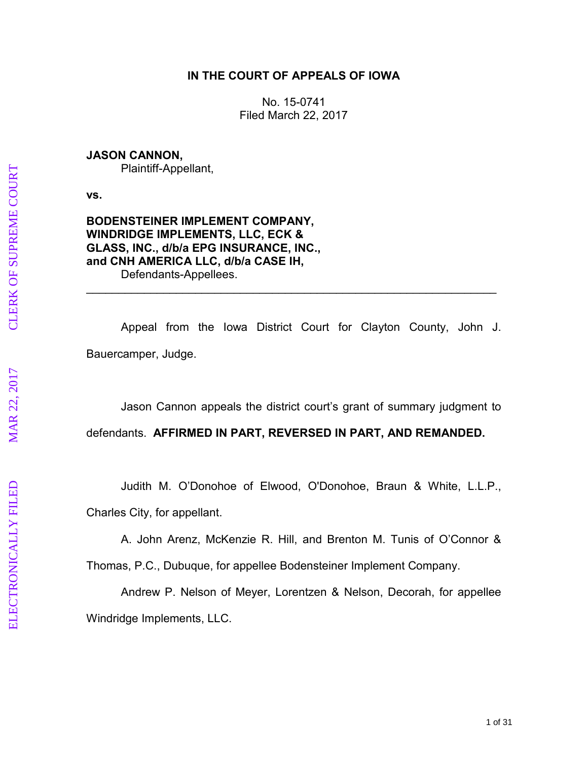**IN THE COURT OF APPEALS OF IOWA**

No. 15-0741
Filed March 22, 2017

**JASON CANNON,**
Plaintiff-Appellant,

**vs.**

**BODENSTEINER IMPLEMENT COMPANY, WINDRIDGE IMPLEMENTS, LLC, ECK & GLASS, INC., d/b/a EPG INSURANCE, INC., and CNH AMERICA LLC, d/b/a CASE IH,**
Defendants-Appellees.

---

Appeal from the Iowa District Court for Clayton County, John J. Bauercamper, Judge.

Jason Cannon appeals the district court's grant of summary judgment to defendants. **AFFIRMED IN PART, REVERSED IN PART, AND REMANDED.**

Judith M. O'Donohoe of Elwood, O'Donohoe, Braun & White, L.L.P., Charles City, for appellant.

A. John Arenz, McKenzie R. Hill, and Brenton M. Tunis of O'Connor & Thomas, P.C., Dubuque, for appellee Bodensteiner Implement Company.

Andrew P. Nelson of Meyer, Lorentzen & Nelson, Decorah, for appellee Windridge Implements, LLC.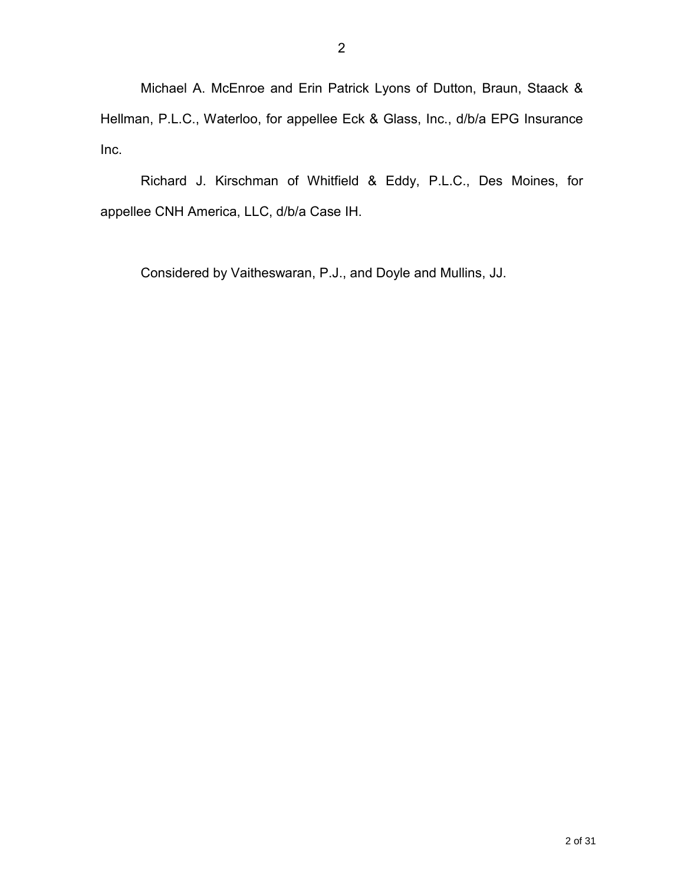Michael A. McEnroe and Erin Patrick Lyons of Dutton, Braun, Staack & Hellman, P.L.C., Waterloo, for appellee Eck & Glass, Inc., d/b/a EPG Insurance Inc.

Richard J. Kirschman of Whitfield & Eddy, P.L.C., Des Moines, for appellee CNH America, LLC, d/b/a Case IH.

Considered by Vaitheswaran, P.J., and Doyle and Mullins, JJ.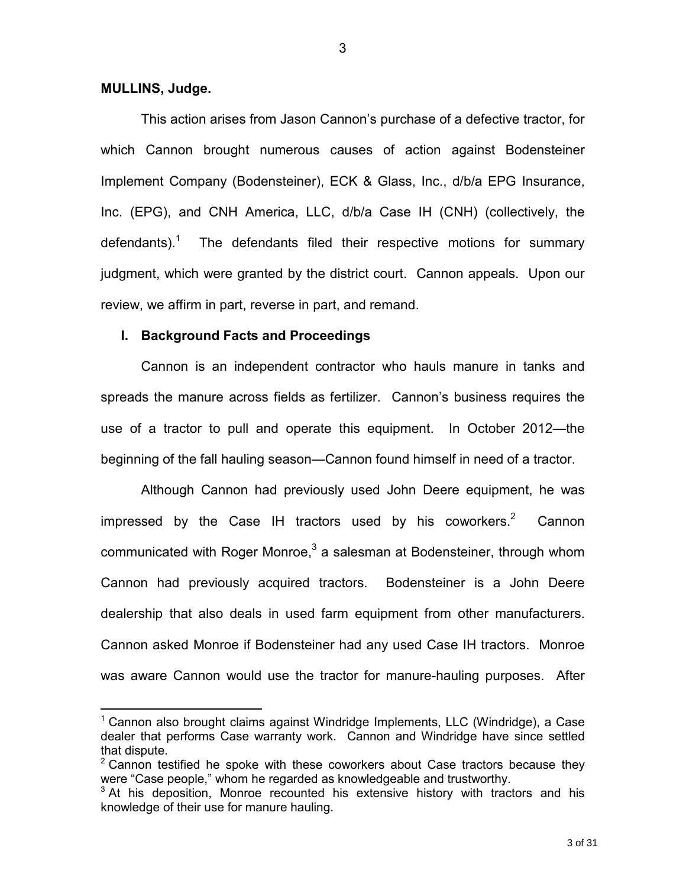**MULLINS, Judge.**

This action arises from Jason Cannon's purchase of a defective tractor, for which Cannon brought numerous causes of action against Bodensteiner Implement Company (Bodensteiner), ECK & Glass, Inc., d/b/a EPG Insurance, Inc. (EPG), and CNH America, LLC, d/b/a Case IH (CNH) (collectively, the defendants).[1] The defendants filed their respective motions for summary judgment, which were granted by the district court. Cannon appeals. Upon our review, we affirm in part, reverse in part, and remand.

## I. Background Facts and Proceedings

Cannon is an independent contractor who hauls manure in tanks and spreads the manure across fields as fertilizer. Cannon's business requires the use of a tractor to pull and operate this equipment. In October 2012—the beginning of the fall hauling season—Cannon found himself in need of a tractor.

Although Cannon had previously used John Deere equipment, he was impressed by the Case IH tractors used by his coworkers.[2] Cannon communicated with Roger Monroe,[3] a salesman at Bodensteiner, through whom Cannon had previously acquired tractors. Bodensteiner is a John Deere dealership that also deals in used farm equipment from other manufacturers. Cannon asked Monroe if Bodensteiner had any used Case IH tractors. Monroe was aware Cannon would use the tractor for manure-hauling purposes. After

---

[1] Cannon also brought claims against Windridge Implements, LLC (Windridge), a Case dealer that performs Case warranty work. Cannon and Windridge have since settled that dispute.

[2] Cannon testified he spoke with these coworkers about Case tractors because they were "Case people," whom he regarded as knowledgeable and trustworthy.

[3] At his deposition, Monroe recounted his extensive history with tractors and his knowledge of their use for manure hauling.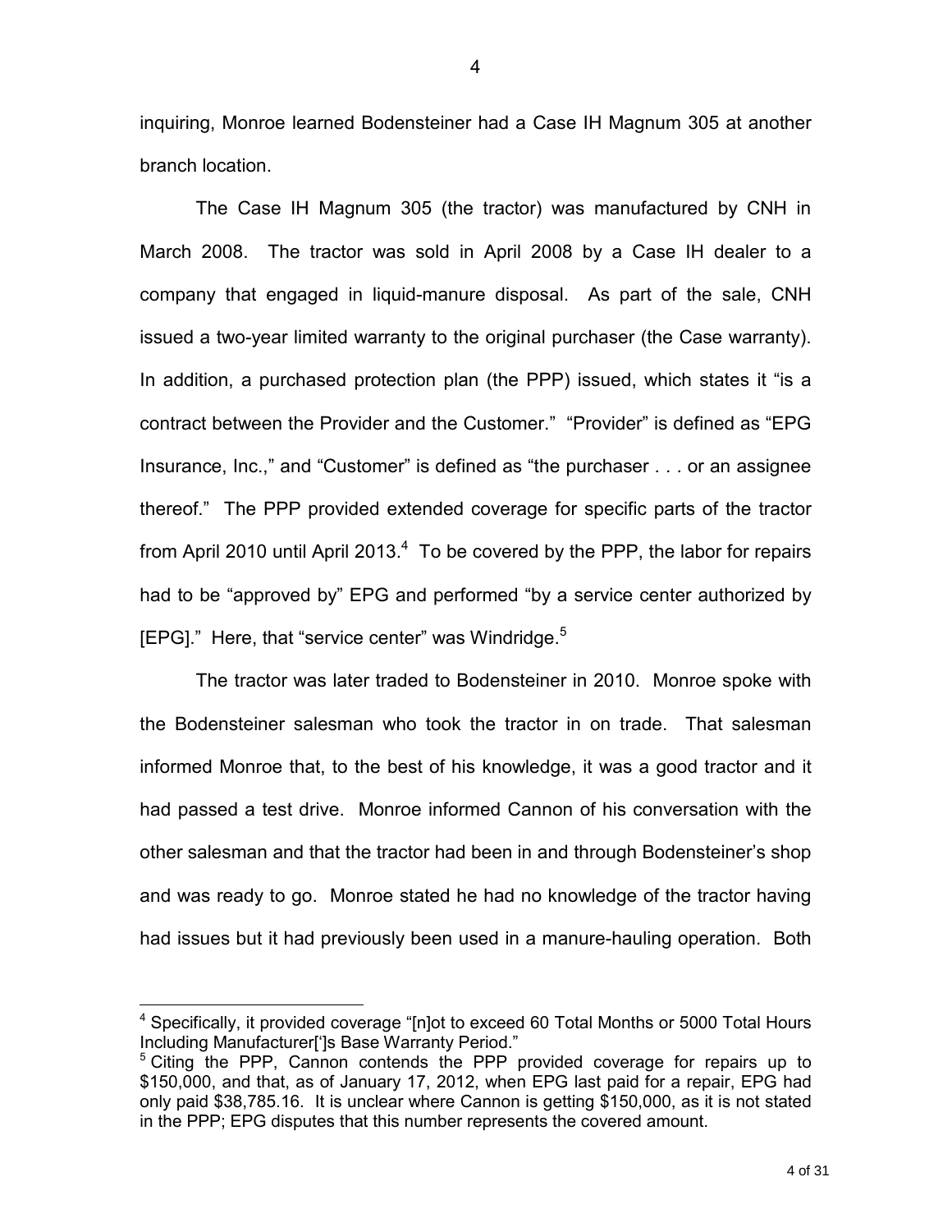inquiring, Monroe learned Bodensteiner had a Case IH Magnum 305 at another branch location.

The Case IH Magnum 305 (the tractor) was manufactured by CNH in March 2008. The tractor was sold in April 2008 by a Case IH dealer to a company that engaged in liquid-manure disposal. As part of the sale, CNH issued a two-year limited warranty to the original purchaser (the Case warranty). In addition, a purchased protection plan (the PPP) issued, which states it "is a contract between the Provider and the Customer." "Provider" is defined as "EPG Insurance, Inc.," and "Customer" is defined as "the purchaser . . . or an assignee thereof." The PPP provided extended coverage for specific parts of the tractor from April 2010 until April 2013.[4] To be covered by the PPP, the labor for repairs had to be "approved by" EPG and performed "by a service center authorized by [EPG]." Here, that "service center" was Windridge.[5]

The tractor was later traded to Bodensteiner in 2010. Monroe spoke with the Bodensteiner salesman who took the tractor in on trade. That salesman informed Monroe that, to the best of his knowledge, it was a good tractor and it had passed a test drive. Monroe informed Cannon of his conversation with the other salesman and that the tractor had been in and through Bodensteiner's shop and was ready to go. Monroe stated he had no knowledge of the tractor having had issues but it had previously been used in a manure-hauling operation. Both

---

[4] Specifically, it provided coverage "[n]ot to exceed 60 Total Months or 5000 Total Hours Including Manufacturer[']s Base Warranty Period."

[5] Citing the PPP, Cannon contends the PPP provided coverage for repairs up to $150,000, and that, as of January 17, 2012, when EPG last paid for a repair, EPG had only paid $38,785.16. It is unclear where Cannon is getting $150,000, as it is not stated in the PPP; EPG disputes that this number represents the covered amount.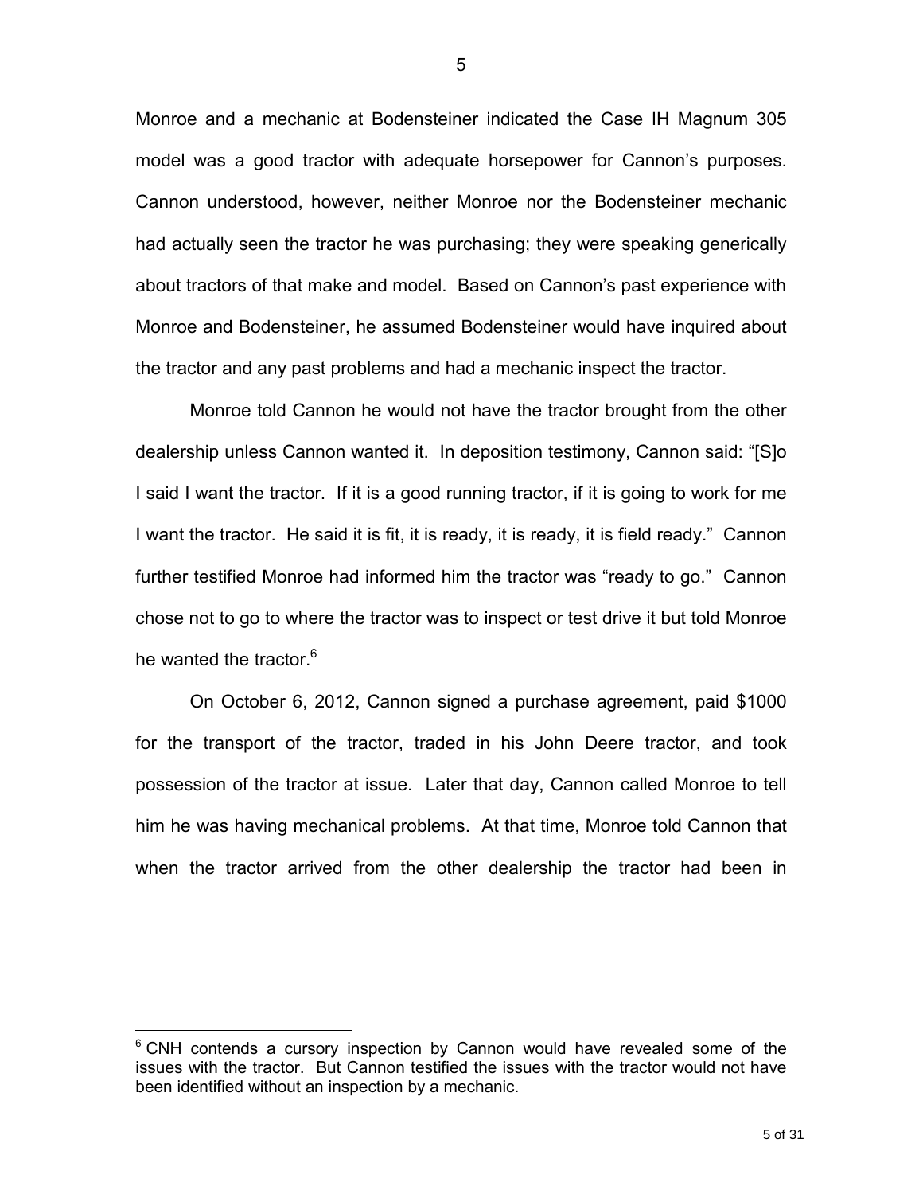Monroe and a mechanic at Bodensteiner indicated the Case IH Magnum 305 model was a good tractor with adequate horsepower for Cannon's purposes. Cannon understood, however, neither Monroe nor the Bodensteiner mechanic had actually seen the tractor he was purchasing; they were speaking generically about tractors of that make and model. Based on Cannon's past experience with Monroe and Bodensteiner, he assumed Bodensteiner would have inquired about the tractor and any past problems and had a mechanic inspect the tractor.

Monroe told Cannon he would not have the tractor brought from the other dealership unless Cannon wanted it. In deposition testimony, Cannon said: "[S]o I said I want the tractor. If it is a good running tractor, if it is going to work for me I want the tractor. He said it is fit, it is ready, it is ready, it is field ready." Cannon further testified Monroe had informed him the tractor was "ready to go." Cannon chose not to go to where the tractor was to inspect or test drive it but told Monroe he wanted the tractor.[6]

On October 6, 2012, Cannon signed a purchase agreement, paid $1000 for the transport of the tractor, traded in his John Deere tractor, and took possession of the tractor at issue. Later that day, Cannon called Monroe to tell him he was having mechanical problems. At that time, Monroe told Cannon that when the tractor arrived from the other dealership the tractor had been in

[6] CNH contends a cursory inspection by Cannon would have revealed some of the issues with the tractor. But Cannon testified the issues with the tractor would not have been identified without an inspection by a mechanic.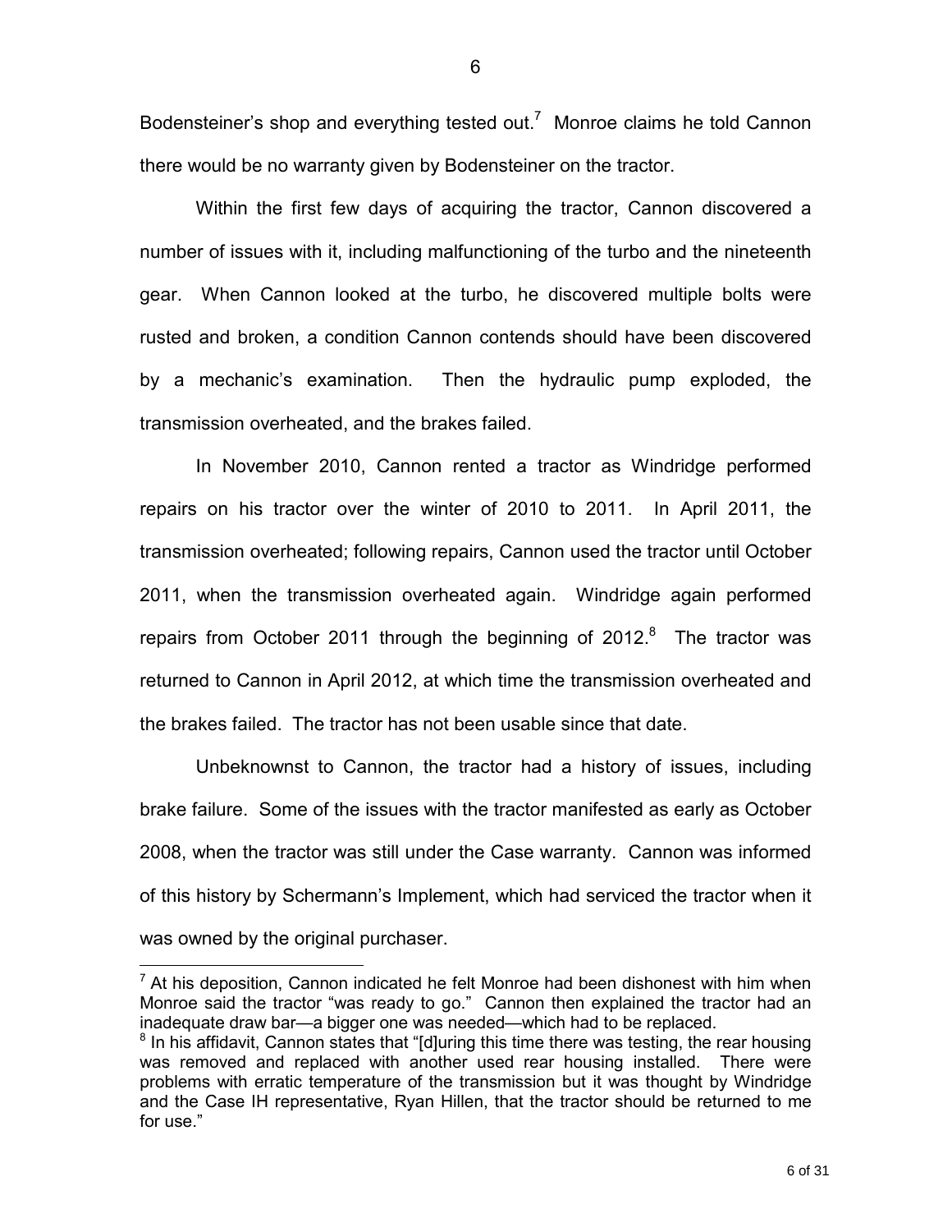Bodensteiner's shop and everything tested out.[7] Monroe claims he told Cannon there would be no warranty given by Bodensteiner on the tractor.

Within the first few days of acquiring the tractor, Cannon discovered a number of issues with it, including malfunctioning of the turbo and the nineteenth gear. When Cannon looked at the turbo, he discovered multiple bolts were rusted and broken, a condition Cannon contends should have been discovered by a mechanic's examination. Then the hydraulic pump exploded, the transmission overheated, and the brakes failed.

In November 2010, Cannon rented a tractor as Windridge performed repairs on his tractor over the winter of 2010 to 2011. In April 2011, the transmission overheated; following repairs, Cannon used the tractor until October 2011, when the transmission overheated again. Windridge again performed repairs from October 2011 through the beginning of 2012.[8] The tractor was returned to Cannon in April 2012, at which time the transmission overheated and the brakes failed. The tractor has not been usable since that date.

Unbeknownst to Cannon, the tractor had a history of issues, including brake failure. Some of the issues with the tractor manifested as early as October 2008, when the tractor was still under the Case warranty. Cannon was informed of this history by Schermann's Implement, which had serviced the tractor when it was owned by the original purchaser.

---

[7] At his deposition, Cannon indicated he felt Monroe had been dishonest with him when Monroe said the tractor "was ready to go." Cannon then explained the tractor had an inadequate draw bar—a bigger one was needed—which had to be replaced.

[8] In his affidavit, Cannon states that "[d]uring this time there was testing, the rear housing was removed and replaced with another used rear housing installed. There were problems with erratic temperature of the transmission but it was thought by Windridge and the Case IH representative, Ryan Hillen, that the tractor should be returned to me for use."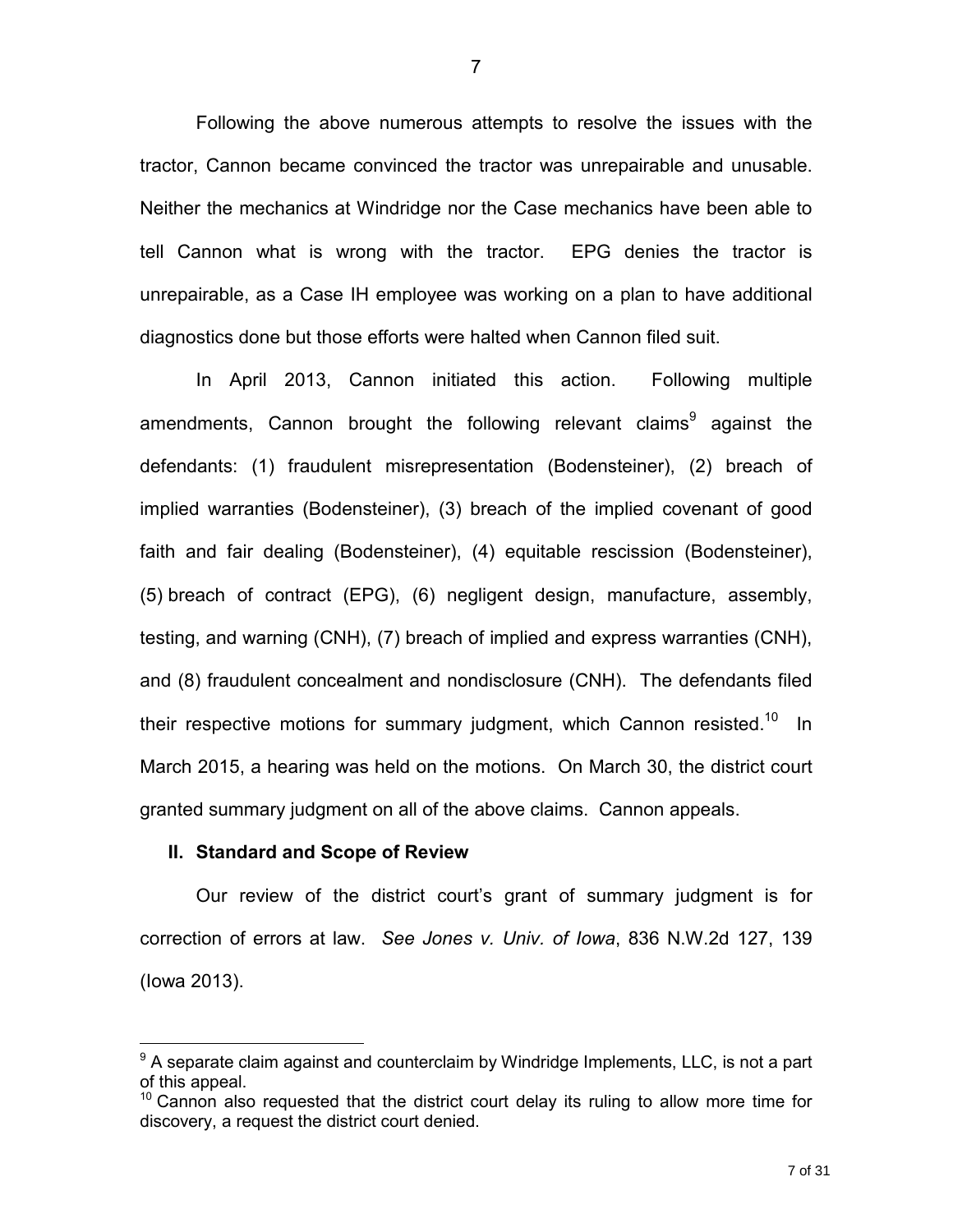Following the above numerous attempts to resolve the issues with the tractor, Cannon became convinced the tractor was unrepairable and unusable. Neither the mechanics at Windridge nor the Case mechanics have been able to tell Cannon what is wrong with the tractor. EPG denies the tractor is unrepairable, as a Case IH employee was working on a plan to have additional diagnostics done but those efforts were halted when Cannon filed suit.

In April 2013, Cannon initiated this action. Following multiple amendments, Cannon brought the following relevant claims[9] against the defendants: (1) fraudulent misrepresentation (Bodensteiner), (2) breach of implied warranties (Bodensteiner), (3) breach of the implied covenant of good faith and fair dealing (Bodensteiner), (4) equitable rescission (Bodensteiner), (5) breach of contract (EPG), (6) negligent design, manufacture, assembly, testing, and warning (CNH), (7) breach of implied and express warranties (CNH), and (8) fraudulent concealment and nondisclosure (CNH). The defendants filed their respective motions for summary judgment, which Cannon resisted.[10] In March 2015, a hearing was held on the motions. On March 30, the district court granted summary judgment on all of the above claims. Cannon appeals.

## II. Standard and Scope of Review

Our review of the district court's grant of summary judgment is for correction of errors at law. *See Jones v. Univ. of Iowa*, 836 N.W.2d 127, 139 (Iowa 2013).

---

[9] A separate claim against and counterclaim by Windridge Implements, LLC, is not a part of this appeal.

[10] Cannon also requested that the district court delay its ruling to allow more time for discovery, a request the district court denied.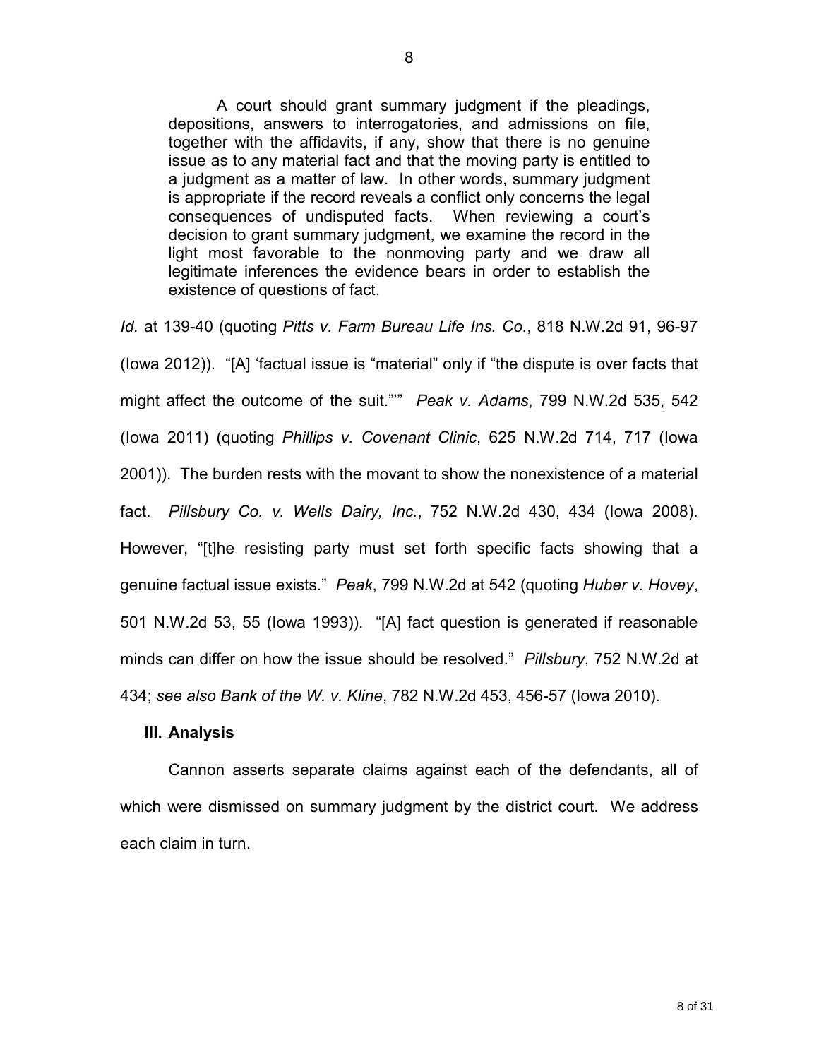> A court should grant summary judgment if the pleadings, depositions, answers to interrogatories, and admissions on file, together with the affidavits, if any, show that there is no genuine issue as to any material fact and that the moving party is entitled to a judgment as a matter of law. In other words, summary judgment is appropriate if the record reveals a conflict only concerns the legal consequences of undisputed facts. When reviewing a court's decision to grant summary judgment, we examine the record in the light most favorable to the nonmoving party and we draw all legitimate inferences the evidence bears in order to establish the existence of questions of fact.

*Id.* at 139-40 (quoting *Pitts v. Farm Bureau Life Ins. Co.*, 818 N.W.2d 91, 96-97 (Iowa 2012)). "[A] 'factual issue is "material" only if "the dispute is over facts that might affect the outcome of the suit."'" *Peak v. Adams*, 799 N.W.2d 535, 542 (Iowa 2011) (quoting *Phillips v. Covenant Clinic*, 625 N.W.2d 714, 717 (Iowa 2001)). The burden rests with the movant to show the nonexistence of a material fact. *Pillsbury Co. v. Wells Dairy, Inc.*, 752 N.W.2d 430, 434 (Iowa 2008). However, "[t]he resisting party must set forth specific facts showing that a genuine factual issue exists." *Peak*, 799 N.W.2d at 542 (quoting *Huber v. Hovey*, 501 N.W.2d 53, 55 (Iowa 1993)). "[A] fact question is generated if reasonable minds can differ on how the issue should be resolved." *Pillsbury*, 752 N.W.2d at 434; *see also Bank of the W. v. Kline*, 782 N.W.2d 453, 456-57 (Iowa 2010).

## III. Analysis

Cannon asserts separate claims against each of the defendants, all of which were dismissed on summary judgment by the district court. We address each claim in turn.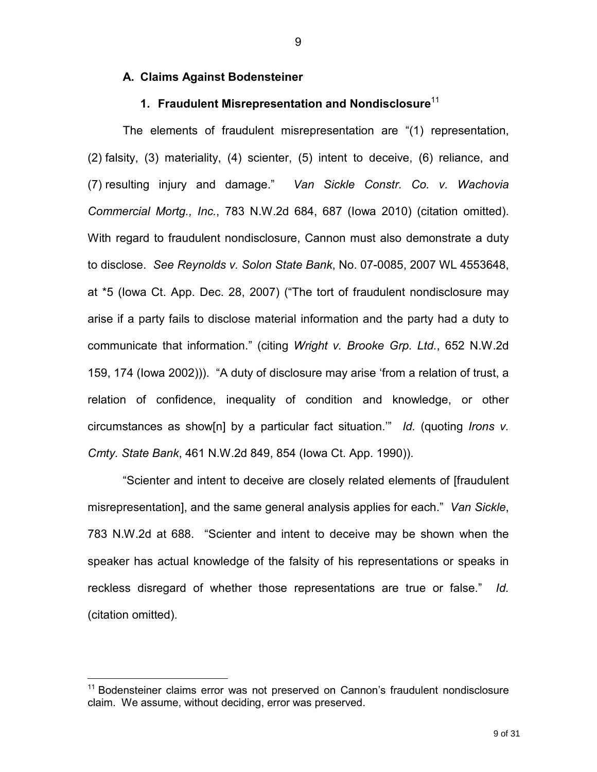### A. Claims Against Bodensteiner

#### 1. Fraudulent Misrepresentation and Nondisclosure[11]

The elements of fraudulent misrepresentation are "(1) representation, (2) falsity, (3) materiality, (4) scienter, (5) intent to deceive, (6) reliance, and (7) resulting injury and damage." *Van Sickle Constr. Co. v. Wachovia Commercial Mortg., Inc.*, 783 N.W.2d 684, 687 (Iowa 2010) (citation omitted). With regard to fraudulent nondisclosure, Cannon must also demonstrate a duty to disclose. *See Reynolds v. Solon State Bank*, No. 07-0085, 2007 WL 4553648, at *5 (Iowa Ct. App. Dec. 28, 2007) ("The tort of fraudulent nondisclosure may arise if a party fails to disclose material information and the party had a duty to communicate that information." (citing *Wright v. Brooke Grp. Ltd.*, 652 N.W.2d 159, 174 (Iowa 2002))). "A duty of disclosure may arise 'from a relation of trust, a relation of confidence, inequality of condition and knowledge, or other circumstances as show[n] by a particular fact situation.'" *Id.* (quoting *Irons v. Cmty. State Bank*, 461 N.W.2d 849, 854 (Iowa Ct. App. 1990)).

"Scienter and intent to deceive are closely related elements of [fraudulent misrepresentation], and the same general analysis applies for each." *Van Sickle*, 783 N.W.2d at 688. "Scienter and intent to deceive may be shown when the speaker has actual knowledge of the falsity of his representations or speaks in reckless disregard of whether those representations are true or false." *Id.* (citation omitted).

---

[11] Bodensteiner claims error was not preserved on Cannon's fraudulent nondisclosure claim. We assume, without deciding, error was preserved.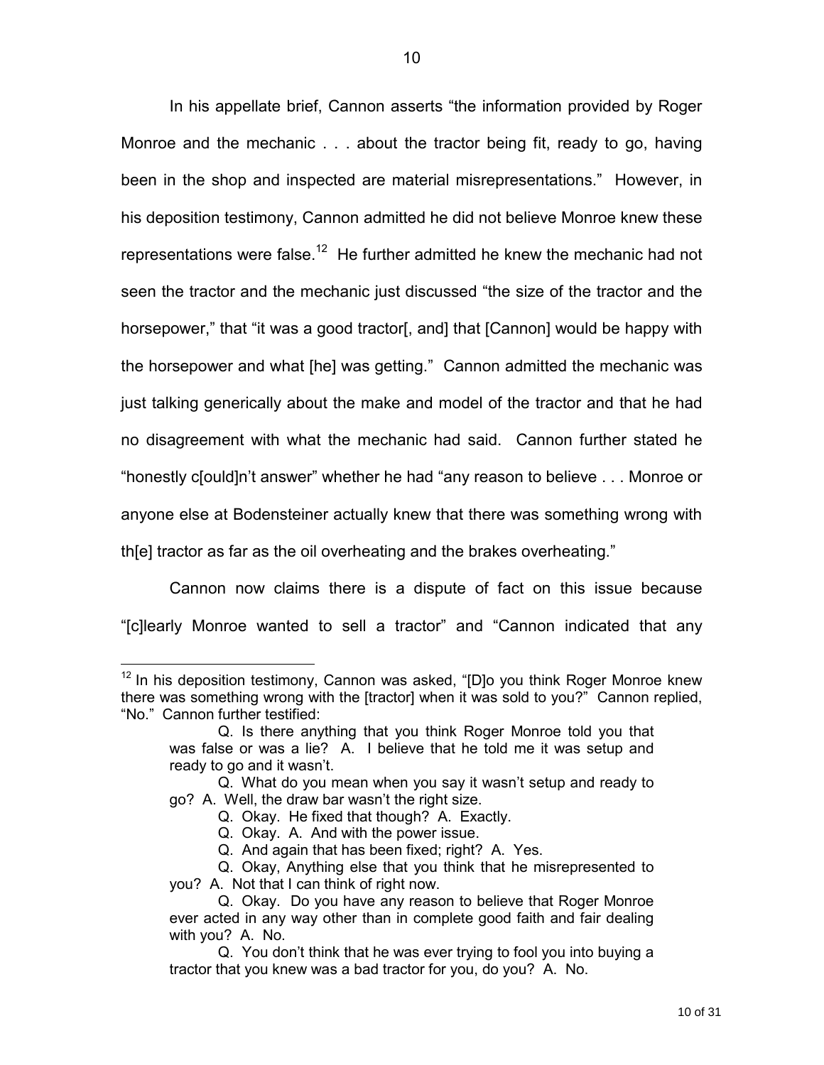In his appellate brief, Cannon asserts "the information provided by Roger Monroe and the mechanic . . . about the tractor being fit, ready to go, having been in the shop and inspected are material misrepresentations." However, in his deposition testimony, Cannon admitted he did not believe Monroe knew these representations were false.[12] He further admitted he knew the mechanic had not seen the tractor and the mechanic just discussed "the size of the tractor and the horsepower," that "it was a good tractor[, and] that [Cannon] would be happy with the horsepower and what [he] was getting." Cannon admitted the mechanic was just talking generically about the make and model of the tractor and that he had no disagreement with what the mechanic had said. Cannon further stated he "honestly c[ould]n't answer" whether he had "any reason to believe . . . Monroe or anyone else at Bodensteiner actually knew that there was something wrong with th[e] tractor as far as the oil overheating and the brakes overheating."

Cannon now claims there is a dispute of fact on this issue because "[c]learly Monroe wanted to sell a tractor" and "Cannon indicated that any

---

[12] In his deposition testimony, Cannon was asked, "[D]o you think Roger Monroe knew there was something wrong with the [tractor] when it was sold to you?" Cannon replied, "No." Cannon further testified:

> Q. Is there anything that you think Roger Monroe told you that was false or was a lie? A. I believe that he told me it was setup and ready to go and it wasn't.
>
> Q. What do you mean when you say it wasn't setup and ready to go? A. Well, the draw bar wasn't the right size.
>
> Q. Okay. He fixed that though? A. Exactly.
>
> Q. Okay. A. And with the power issue.
>
> Q. And again that has been fixed; right? A. Yes.
>
> Q. Okay, Anything else that you think that he misrepresented to you? A. Not that I can think of right now.
>
> Q. Okay. Do you have any reason to believe that Roger Monroe ever acted in any way other than in complete good faith and fair dealing with you? A. No.
>
> Q. You don't think that he was ever trying to fool you into buying a tractor that you knew was a bad tractor for you, do you? A. No.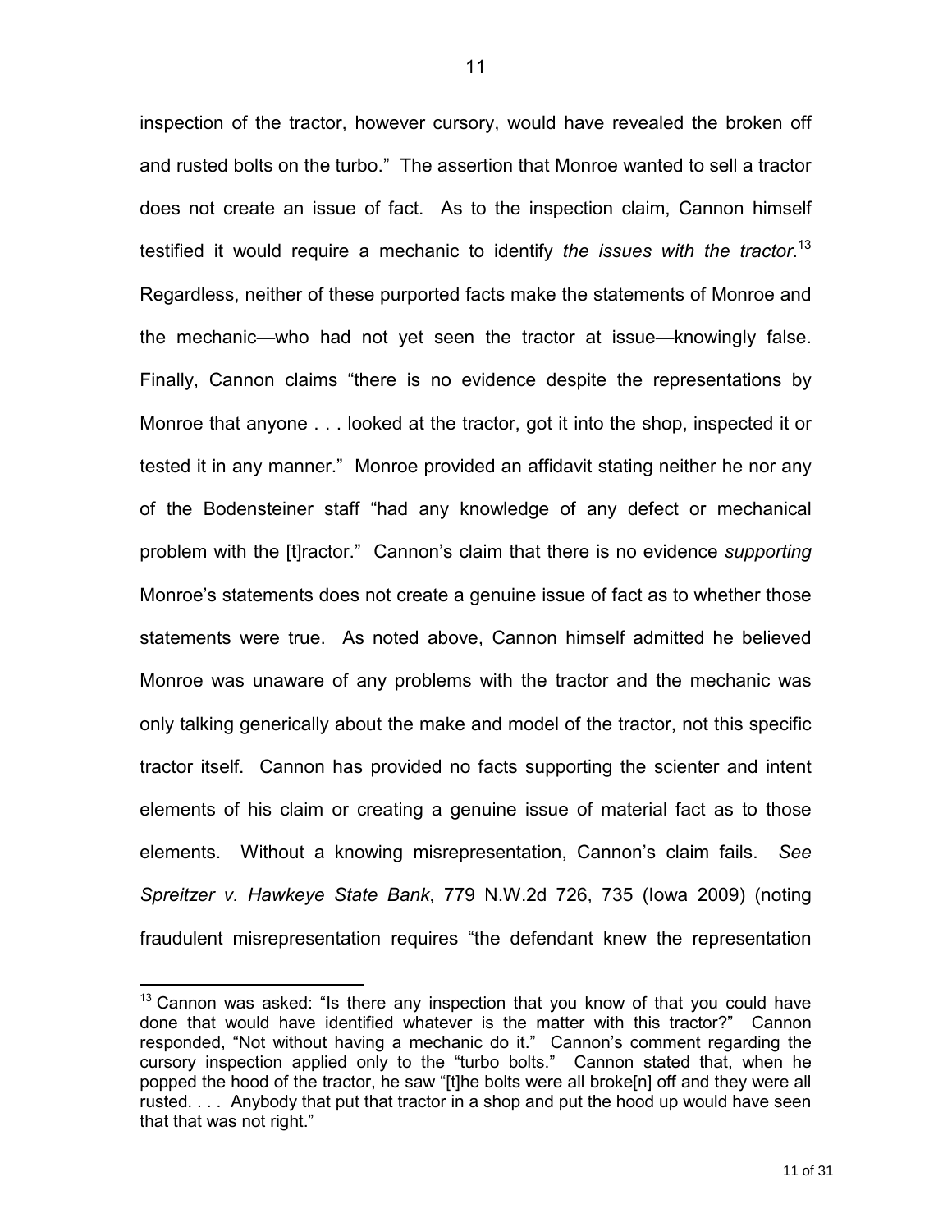inspection of the tractor, however cursory, would have revealed the broken off and rusted bolts on the turbo." The assertion that Monroe wanted to sell a tractor does not create an issue of fact. As to the inspection claim, Cannon himself testified it would require a mechanic to identify *the issues with the tractor*.[13] Regardless, neither of these purported facts make the statements of Monroe and the mechanic—who had not yet seen the tractor at issue—knowingly false. Finally, Cannon claims "there is no evidence despite the representations by Monroe that anyone . . . looked at the tractor, got it into the shop, inspected it or tested it in any manner." Monroe provided an affidavit stating neither he nor any of the Bodensteiner staff "had any knowledge of any defect or mechanical problem with the [t]ractor." Cannon's claim that there is no evidence *supporting* Monroe's statements does not create a genuine issue of fact as to whether those statements were true. As noted above, Cannon himself admitted he believed Monroe was unaware of any problems with the tractor and the mechanic was only talking generically about the make and model of the tractor, not this specific tractor itself. Cannon has provided no facts supporting the scienter and intent elements of his claim or creating a genuine issue of material fact as to those elements. Without a knowing misrepresentation, Cannon's claim fails. *See Spreitzer v. Hawkeye State Bank*, 779 N.W.2d 726, 735 (Iowa 2009) (noting fraudulent misrepresentation requires "the defendant knew the representation

---

[13] Cannon was asked: "Is there any inspection that you know of that you could have done that would have identified whatever is the matter with this tractor?" Cannon responded, "Not without having a mechanic do it." Cannon's comment regarding the cursory inspection applied only to the "turbo bolts." Cannon stated that, when he popped the hood of the tractor, he saw "[t]he bolts were all broke[n] off and they were all rusted. . . . Anybody that put that tractor in a shop and put the hood up would have seen that that was not right."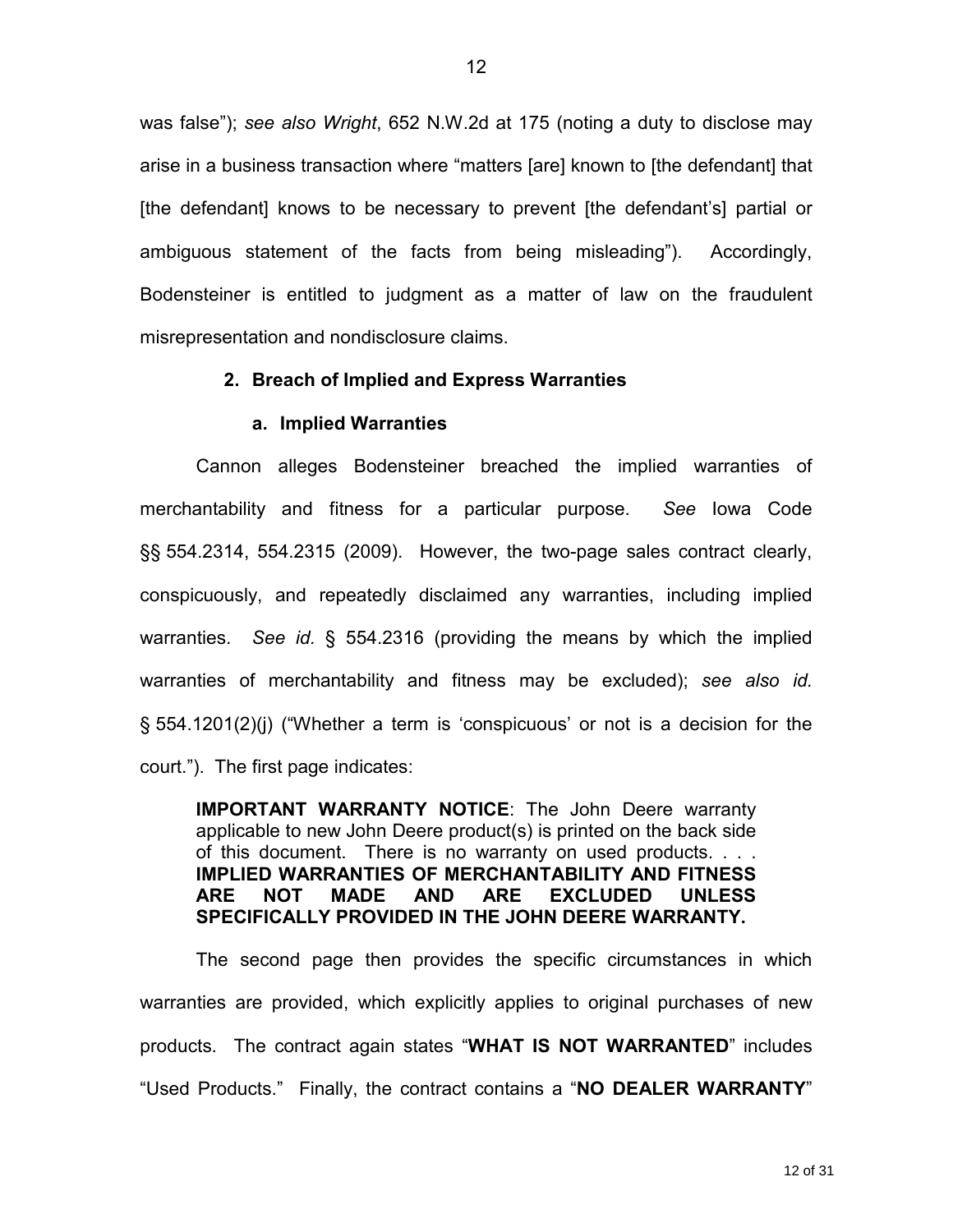was false"); *see also Wright*, 652 N.W.2d at 175 (noting a duty to disclose may arise in a business transaction where "matters [are] known to [the defendant] that [the defendant] knows to be necessary to prevent [the defendant's] partial or ambiguous statement of the facts from being misleading"). Accordingly, Bodensteiner is entitled to judgment as a matter of law on the fraudulent misrepresentation and nondisclosure claims.

**2. Breach of Implied and Express Warranties**

**a. Implied Warranties**

Cannon alleges Bodensteiner breached the implied warranties of merchantability and fitness for a particular purpose. *See* Iowa Code §§ 554.2314, 554.2315 (2009). However, the two-page sales contract clearly, conspicuously, and repeatedly disclaimed any warranties, including implied warranties. *See id.* § 554.2316 (providing the means by which the implied warranties of merchantability and fitness may be excluded); *see also id.* § 554.1201(2)(j) ("Whether a term is 'conspicuous' or not is a decision for the court."). The first page indicates:

> **IMPORTANT WARRANTY NOTICE**: The John Deere warranty applicable to new John Deere product(s) is printed on the back side of this document. There is no warranty on used products. . . . **IMPLIED WARRANTIES OF MERCHANTABILITY AND FITNESS ARE NOT MADE AND ARE EXCLUDED UNLESS SPECIFICALLY PROVIDED IN THE JOHN DEERE WARRANTY.**

The second page then provides the specific circumstances in which warranties are provided, which explicitly applies to original purchases of new products. The contract again states "**WHAT IS NOT WARRANTED**" includes "Used Products." Finally, the contract contains a "**NO DEALER WARRANTY**"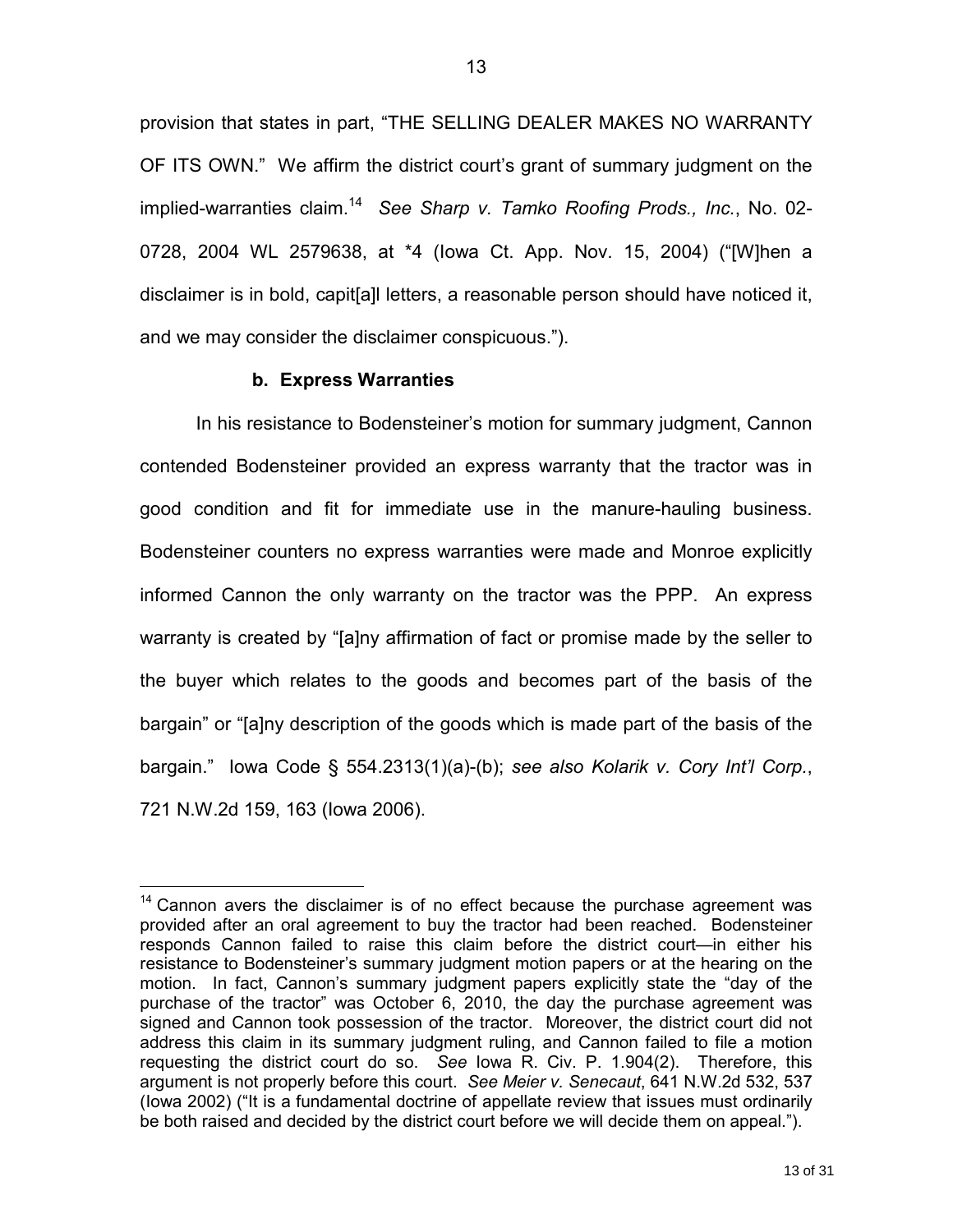provision that states in part, "THE SELLING DEALER MAKES NO WARRANTY OF ITS OWN." We affirm the district court's grant of summary judgment on the implied-warranties claim.[14] *See Sharp v. Tamko Roofing Prods., Inc.*, No. 02-0728, 2004 WL 2579638, at *4 (Iowa Ct. App. Nov. 15, 2004) ("[W]hen a disclaimer is in bold, capit[a]l letters, a reasonable person should have noticed it, and we may consider the disclaimer conspicuous.").

**b. Express Warranties**

In his resistance to Bodensteiner's motion for summary judgment, Cannon contended Bodensteiner provided an express warranty that the tractor was in good condition and fit for immediate use in the manure-hauling business. Bodensteiner counters no express warranties were made and Monroe explicitly informed Cannon the only warranty on the tractor was the PPP. An express warranty is created by "[a]ny affirmation of fact or promise made by the seller to the buyer which relates to the goods and becomes part of the basis of the bargain" or "[a]ny description of the goods which is made part of the basis of the bargain." Iowa Code § 554.2313(1)(a)-(b); *see also Kolarik v. Cory Int'l Corp.*, 721 N.W.2d 159, 163 (Iowa 2006).

---

[14] Cannon avers the disclaimer is of no effect because the purchase agreement was provided after an oral agreement to buy the tractor had been reached. Bodensteiner responds Cannon failed to raise this claim before the district court—in either his resistance to Bodensteiner's summary judgment motion papers or at the hearing on the motion. In fact, Cannon's summary judgment papers explicitly state the "day of the purchase of the tractor" was October 6, 2010, the day the purchase agreement was signed and Cannon took possession of the tractor. Moreover, the district court did not address this claim in its summary judgment ruling, and Cannon failed to file a motion requesting the district court do so. *See* Iowa R. Civ. P. 1.904(2). Therefore, this argument is not properly before this court. *See Meier v. Senecaut*, 641 N.W.2d 532, 537 (Iowa 2002) ("It is a fundamental doctrine of appellate review that issues must ordinarily be both raised and decided by the district court before we will decide them on appeal.").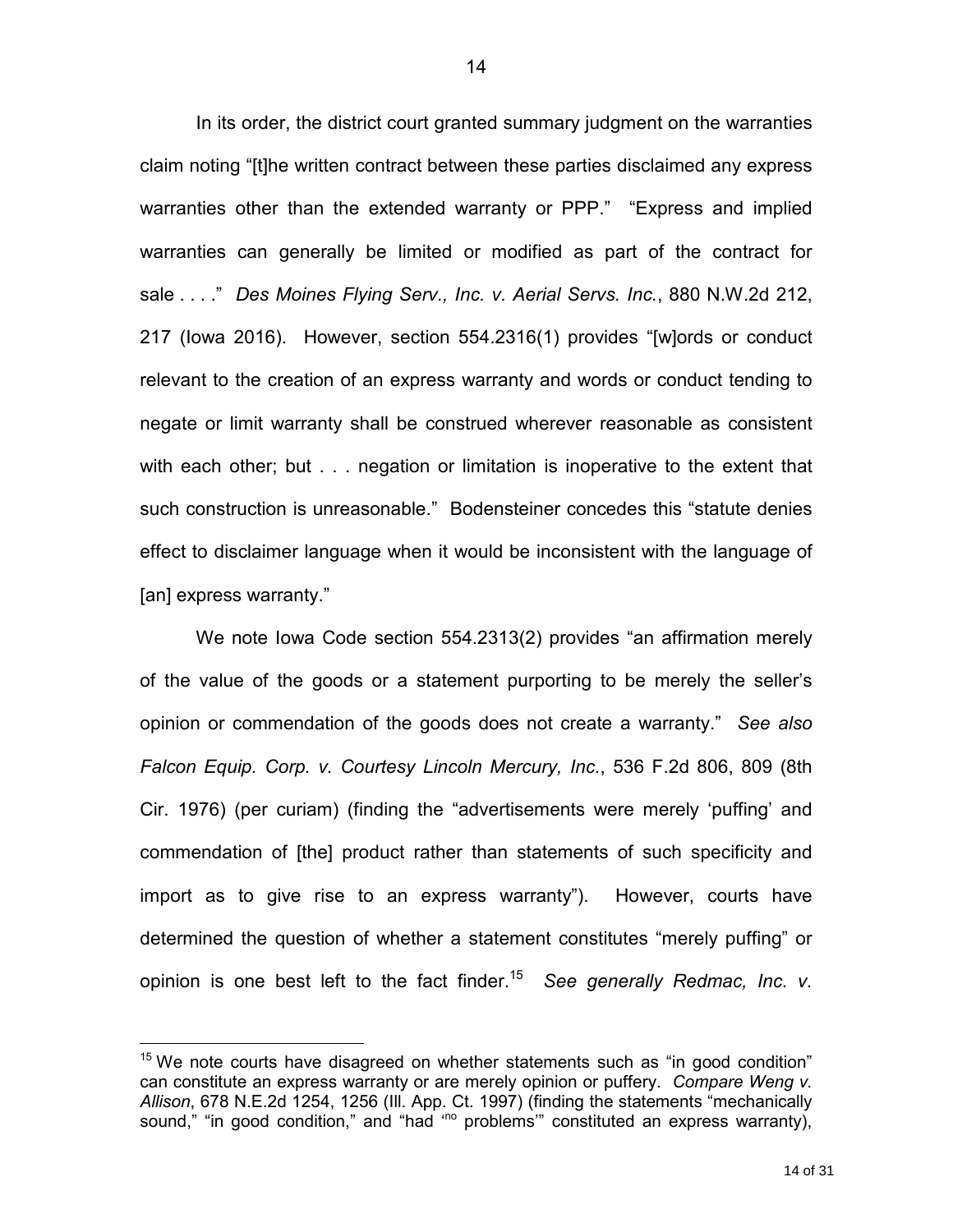In its order, the district court granted summary judgment on the warranties claim noting "[t]he written contract between these parties disclaimed any express warranties other than the extended warranty or PPP." "Express and implied warranties can generally be limited or modified as part of the contract for sale . . . ." *Des Moines Flying Serv., Inc. v. Aerial Servs. Inc.*, 880 N.W.2d 212, 217 (Iowa 2016). However, section 554.2316(1) provides "[w]ords or conduct relevant to the creation of an express warranty and words or conduct tending to negate or limit warranty shall be construed wherever reasonable as consistent with each other; but . . . negation or limitation is inoperative to the extent that such construction is unreasonable." Bodensteiner concedes this "statute denies effect to disclaimer language when it would be inconsistent with the language of [an] express warranty."

We note Iowa Code section 554.2313(2) provides "an affirmation merely of the value of the goods or a statement purporting to be merely the seller's opinion or commendation of the goods does not create a warranty." *See also Falcon Equip. Corp. v. Courtesy Lincoln Mercury, Inc.*, 536 F.2d 806, 809 (8th Cir. 1976) (per curiam) (finding the "advertisements were merely 'puffing' and commendation of [the] product rather than statements of such specificity and import as to give rise to an express warranty"). However, courts have determined the question of whether a statement constitutes "merely puffing" or opinion is one best left to the fact finder.[15] *See generally Redmac, Inc. v.*

[15] We note courts have disagreed on whether statements such as "in good condition" can constitute an express warranty or are merely opinion or puffery. *Compare Weng v. Allison*, 678 N.E.2d 1254, 1256 (Ill. App. Ct. 1997) (finding the statements "mechanically sound," "in good condition," and "had 'no problems'" constituted an express warranty),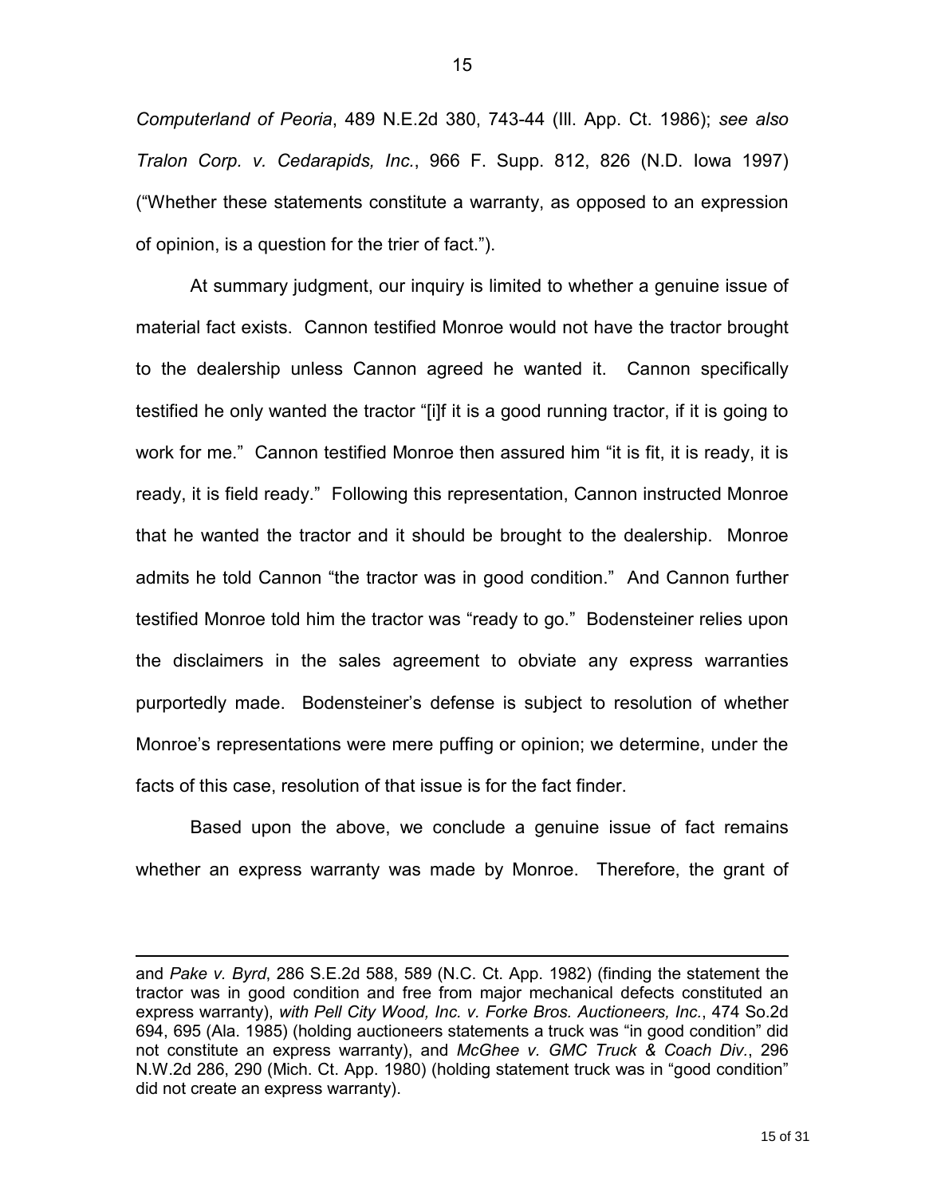*Computerland of Peoria*, 489 N.E.2d 380, 743-44 (Ill. App. Ct. 1986); *see also Tralon Corp. v. Cedarapids, Inc.*, 966 F. Supp. 812, 826 (N.D. Iowa 1997) ("Whether these statements constitute a warranty, as opposed to an expression of opinion, is a question for the trier of fact.").

At summary judgment, our inquiry is limited to whether a genuine issue of material fact exists. Cannon testified Monroe would not have the tractor brought to the dealership unless Cannon agreed he wanted it. Cannon specifically testified he only wanted the tractor "[i]f it is a good running tractor, if it is going to work for me." Cannon testified Monroe then assured him "it is fit, it is ready, it is ready, it is field ready." Following this representation, Cannon instructed Monroe that he wanted the tractor and it should be brought to the dealership. Monroe admits he told Cannon "the tractor was in good condition." And Cannon further testified Monroe told him the tractor was "ready to go." Bodensteiner relies upon the disclaimers in the sales agreement to obviate any express warranties purportedly made. Bodensteiner's defense is subject to resolution of whether Monroe's representations were mere puffing or opinion; we determine, under the facts of this case, resolution of that issue is for the fact finder.

Based upon the above, we conclude a genuine issue of fact remains whether an express warranty was made by Monroe. Therefore, the grant of

---

and *Pake v. Byrd*, 286 S.E.2d 588, 589 (N.C. Ct. App. 1982) (finding the statement the tractor was in good condition and free from major mechanical defects constituted an express warranty), *with Pell City Wood, Inc. v. Forke Bros. Auctioneers, Inc.*, 474 So.2d 694, 695 (Ala. 1985) (holding auctioneers statements a truck was "in good condition" did not constitute an express warranty), and *McGhee v. GMC Truck & Coach Div.*, 296 N.W.2d 286, 290 (Mich. Ct. App. 1980) (holding statement truck was in "good condition" did not create an express warranty).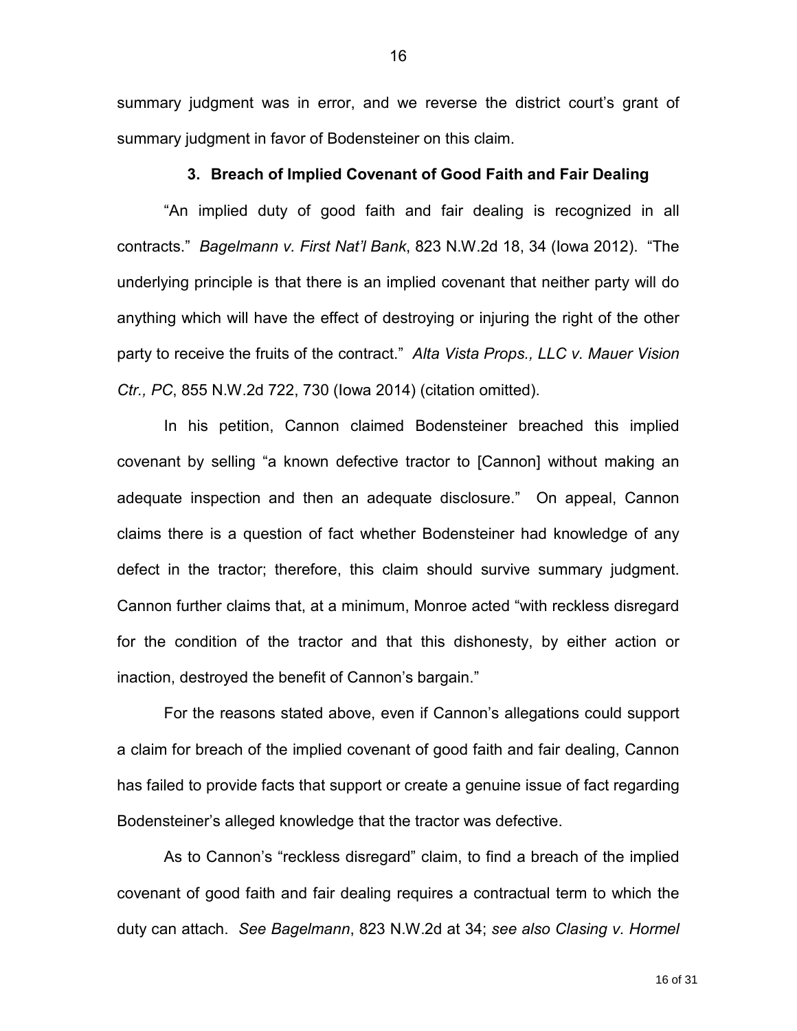summary judgment was in error, and we reverse the district court's grant of summary judgment in favor of Bodensteiner on this claim.

### 3. Breach of Implied Covenant of Good Faith and Fair Dealing

"An implied duty of good faith and fair dealing is recognized in all contracts." *Bagelmann v. First Nat'l Bank*, 823 N.W.2d 18, 34 (Iowa 2012). "The underlying principle is that there is an implied covenant that neither party will do anything which will have the effect of destroying or injuring the right of the other party to receive the fruits of the contract." *Alta Vista Props., LLC v. Mauer Vision Ctr., PC*, 855 N.W.2d 722, 730 (Iowa 2014) (citation omitted).

In his petition, Cannon claimed Bodensteiner breached this implied covenant by selling "a known defective tractor to [Cannon] without making an adequate inspection and then an adequate disclosure." On appeal, Cannon claims there is a question of fact whether Bodensteiner had knowledge of any defect in the tractor; therefore, this claim should survive summary judgment. Cannon further claims that, at a minimum, Monroe acted "with reckless disregard for the condition of the tractor and that this dishonesty, by either action or inaction, destroyed the benefit of Cannon's bargain."

For the reasons stated above, even if Cannon's allegations could support a claim for breach of the implied covenant of good faith and fair dealing, Cannon has failed to provide facts that support or create a genuine issue of fact regarding Bodensteiner's alleged knowledge that the tractor was defective.

As to Cannon's "reckless disregard" claim, to find a breach of the implied covenant of good faith and fair dealing requires a contractual term to which the duty can attach. *See Bagelmann*, 823 N.W.2d at 34; *see also Clasing v. Hormel*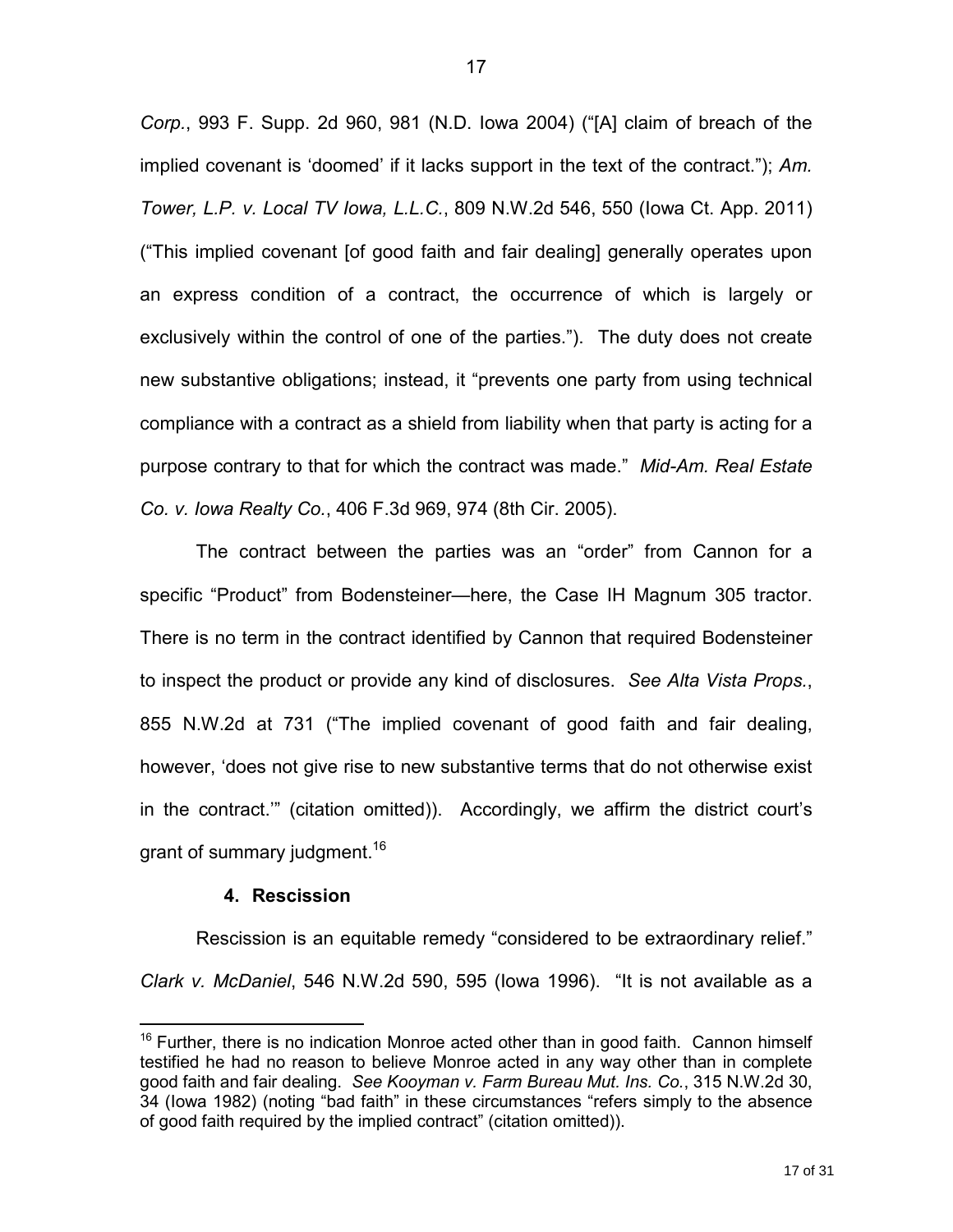*Corp.*, 993 F. Supp. 2d 960, 981 (N.D. Iowa 2004) ("[A] claim of breach of the implied covenant is 'doomed' if it lacks support in the text of the contract."); *Am. Tower, L.P. v. Local TV Iowa, L.L.C.*, 809 N.W.2d 546, 550 (Iowa Ct. App. 2011) ("This implied covenant [of good faith and fair dealing] generally operates upon an express condition of a contract, the occurrence of which is largely or exclusively within the control of one of the parties."). The duty does not create new substantive obligations; instead, it "prevents one party from using technical compliance with a contract as a shield from liability when that party is acting for a purpose contrary to that for which the contract was made." *Mid-Am. Real Estate Co. v. Iowa Realty Co.*, 406 F.3d 969, 974 (8th Cir. 2005).

The contract between the parties was an "order" from Cannon for a specific "Product" from Bodensteiner—here, the Case IH Magnum 305 tractor. There is no term in the contract identified by Cannon that required Bodensteiner to inspect the product or provide any kind of disclosures. *See Alta Vista Props.*, 855 N.W.2d at 731 ("The implied covenant of good faith and fair dealing, however, 'does not give rise to new substantive terms that do not otherwise exist in the contract.'" (citation omitted)). Accordingly, we affirm the district court's grant of summary judgment.[16]

#### 4. Rescission

Rescission is an equitable remedy "considered to be extraordinary relief." *Clark v. McDaniel*, 546 N.W.2d 590, 595 (Iowa 1996). "It is not available as a

---

[16] Further, there is no indication Monroe acted other than in good faith. Cannon himself testified he had no reason to believe Monroe acted in any way other than in complete good faith and fair dealing. *See Kooyman v. Farm Bureau Mut. Ins. Co.*, 315 N.W.2d 30, 34 (Iowa 1982) (noting "bad faith" in these circumstances "refers simply to the absence of good faith required by the implied contract" (citation omitted)).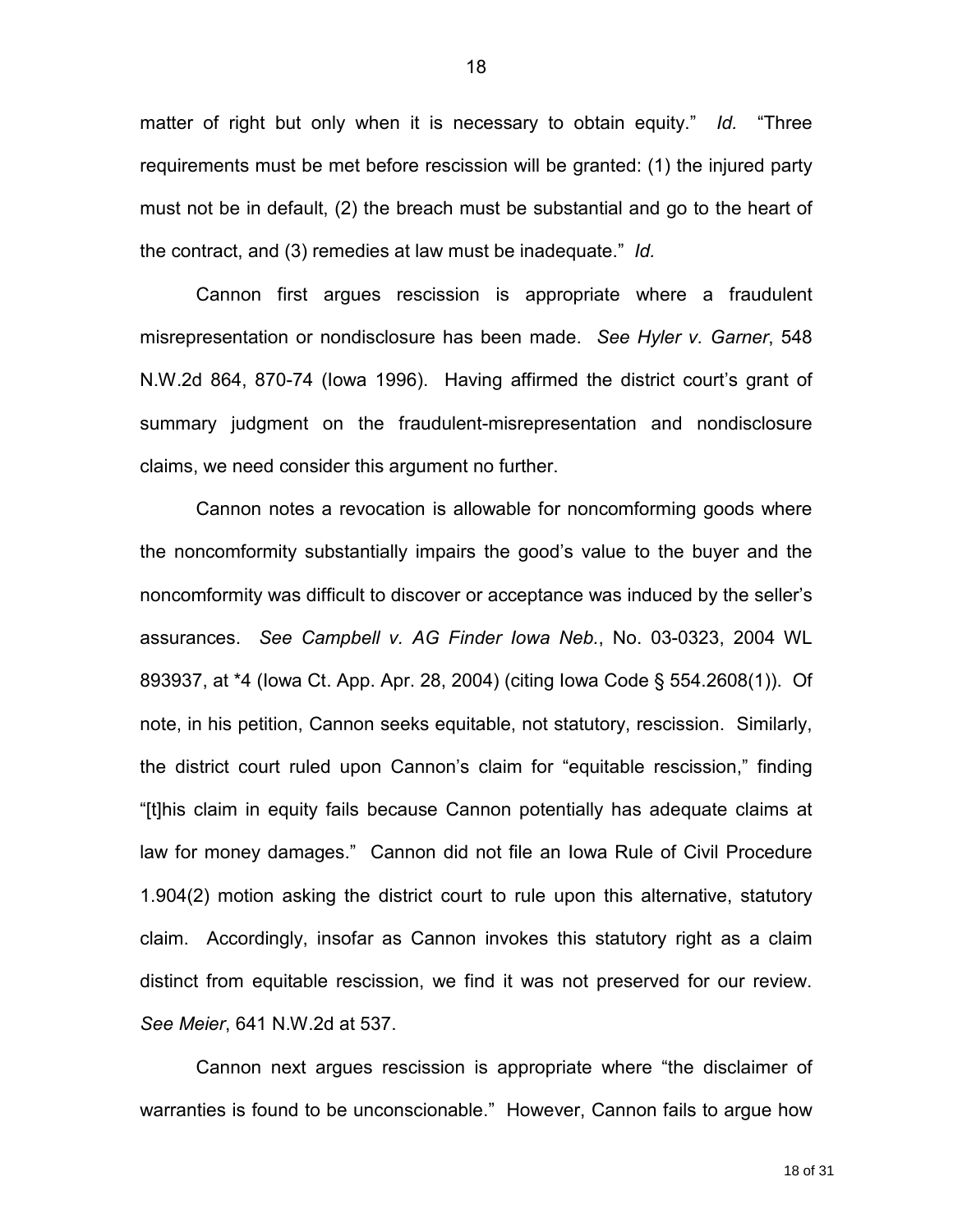matter of right but only when it is necessary to obtain equity." *Id.* "Three requirements must be met before rescission will be granted: (1) the injured party must not be in default, (2) the breach must be substantial and go to the heart of the contract, and (3) remedies at law must be inadequate." *Id.*

Cannon first argues rescission is appropriate where a fraudulent misrepresentation or nondisclosure has been made. *See Hyler v. Garner*, 548 N.W.2d 864, 870-74 (Iowa 1996). Having affirmed the district court's grant of summary judgment on the fraudulent-misrepresentation and nondisclosure claims, we need consider this argument no further.

Cannon notes a revocation is allowable for noncomforming goods where the noncomformity substantially impairs the good's value to the buyer and the noncomformity was difficult to discover or acceptance was induced by the seller's assurances. *See Campbell v. AG Finder Iowa Neb.*, No. 03-0323, 2004 WL 893937, at *4 (Iowa Ct. App. Apr. 28, 2004) (citing Iowa Code § 554.2608(1)). Of note, in his petition, Cannon seeks equitable, not statutory, rescission. Similarly, the district court ruled upon Cannon's claim for "equitable rescission," finding "[t]his claim in equity fails because Cannon potentially has adequate claims at law for money damages." Cannon did not file an Iowa Rule of Civil Procedure 1.904(2) motion asking the district court to rule upon this alternative, statutory claim. Accordingly, insofar as Cannon invokes this statutory right as a claim distinct from equitable rescission, we find it was not preserved for our review. *See Meier*, 641 N.W.2d at 537.

Cannon next argues rescission is appropriate where "the disclaimer of warranties is found to be unconscionable." However, Cannon fails to argue how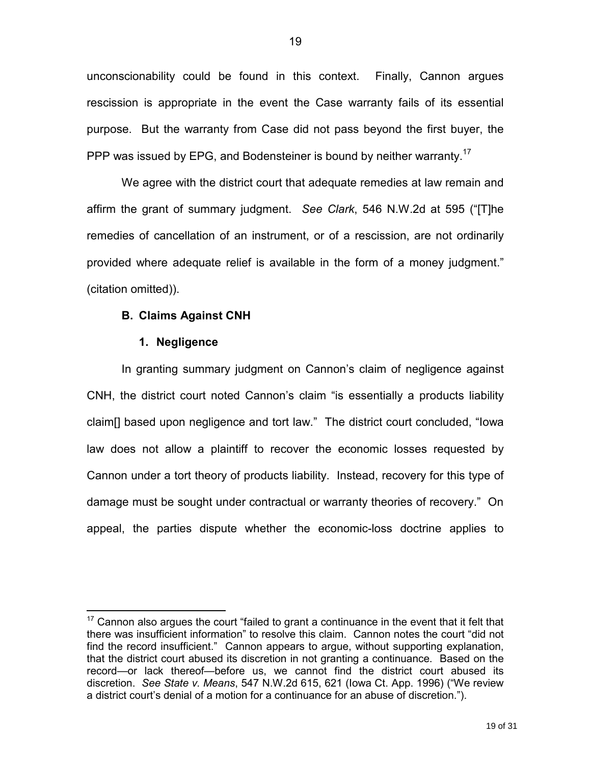unconscionability could be found in this context. Finally, Cannon argues rescission is appropriate in the event the Case warranty fails of its essential purpose. But the warranty from Case did not pass beyond the first buyer, the PPP was issued by EPG, and Bodensteiner is bound by neither warranty.[17]

We agree with the district court that adequate remedies at law remain and affirm the grant of summary judgment. *See Clark*, 546 N.W.2d at 595 ("[T]he remedies of cancellation of an instrument, or of a rescission, are not ordinarily provided where adequate relief is available in the form of a money judgment." (citation omitted)).

### B. Claims Against CNH

#### 1. Negligence

In granting summary judgment on Cannon's claim of negligence against CNH, the district court noted Cannon's claim "is essentially a products liability claim[] based upon negligence and tort law." The district court concluded, "Iowa law does not allow a plaintiff to recover the economic losses requested by Cannon under a tort theory of products liability. Instead, recovery for this type of damage must be sought under contractual or warranty theories of recovery." On appeal, the parties dispute whether the economic-loss doctrine applies to

---

[17] Cannon also argues the court "failed to grant a continuance in the event that it felt that there was insufficient information" to resolve this claim. Cannon notes the court "did not find the record insufficient." Cannon appears to argue, without supporting explanation, that the district court abused its discretion in not granting a continuance. Based on the record—or lack thereof—before us, we cannot find the district court abused its discretion. *See State v. Means*, 547 N.W.2d 615, 621 (Iowa Ct. App. 1996) ("We review a district court's denial of a motion for a continuance for an abuse of discretion.").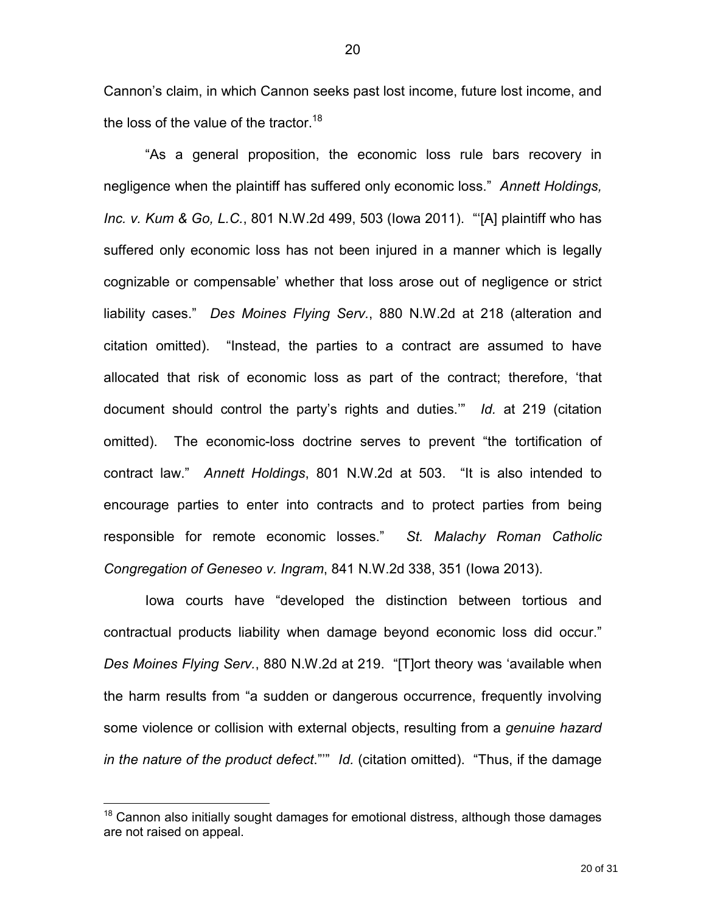Cannon's claim, in which Cannon seeks past lost income, future lost income, and the loss of the value of the tractor.[18]

"As a general proposition, the economic loss rule bars recovery in negligence when the plaintiff has suffered only economic loss." *Annett Holdings, Inc. v. Kum & Go, L.C.*, 801 N.W.2d 499, 503 (Iowa 2011). "'[A] plaintiff who has suffered only economic loss has not been injured in a manner which is legally cognizable or compensable' whether that loss arose out of negligence or strict liability cases." *Des Moines Flying Serv.*, 880 N.W.2d at 218 (alteration and citation omitted). "Instead, the parties to a contract are assumed to have allocated that risk of economic loss as part of the contract; therefore, 'that document should control the party's rights and duties.'" *Id.* at 219 (citation omitted). The economic-loss doctrine serves to prevent "the tortification of contract law." *Annett Holdings*, 801 N.W.2d at 503. "It is also intended to encourage parties to enter into contracts and to protect parties from being responsible for remote economic losses." *St. Malachy Roman Catholic Congregation of Geneseo v. Ingram*, 841 N.W.2d 338, 351 (Iowa 2013).

Iowa courts have "developed the distinction between tortious and contractual products liability when damage beyond economic loss did occur." *Des Moines Flying Serv.*, 880 N.W.2d at 219. "[T]ort theory was 'available when the harm results from "a sudden or dangerous occurrence, frequently involving some violence or collision with external objects, resulting from a *genuine hazard in the nature of the product defect*."'" *Id.* (citation omitted). "Thus, if the damage

[18] Cannon also initially sought damages for emotional distress, although those damages are not raised on appeal.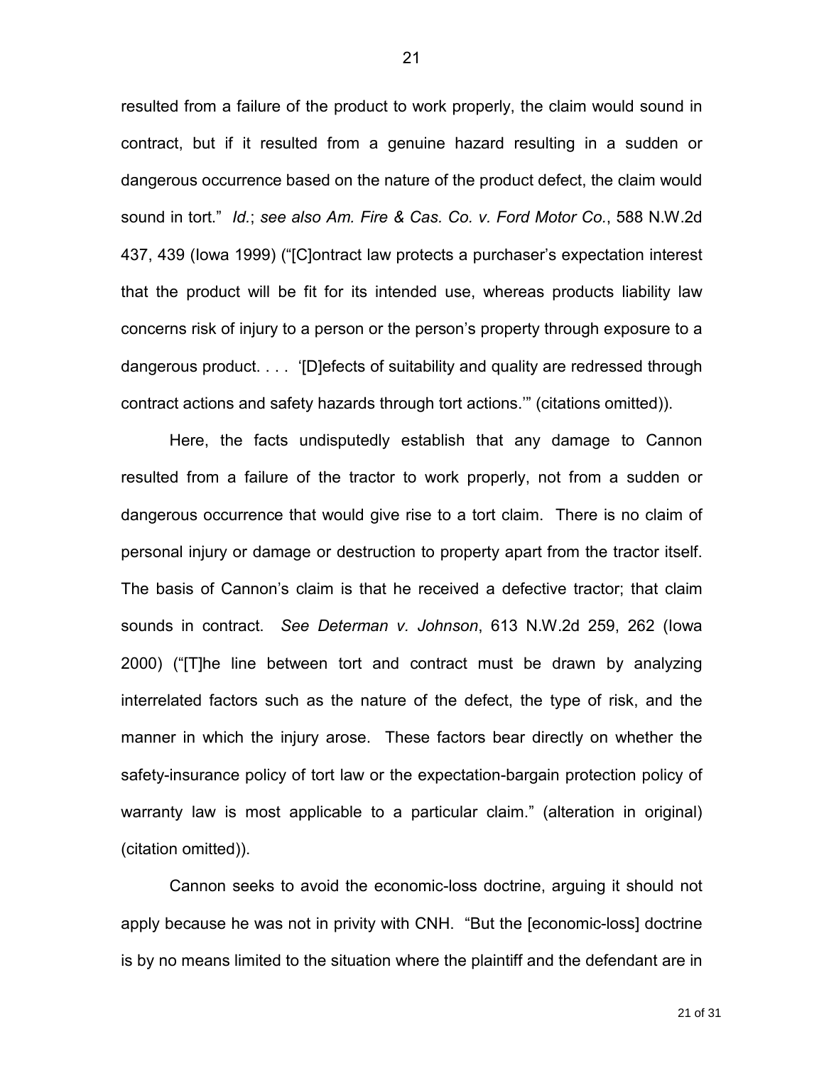resulted from a failure of the product to work properly, the claim would sound in contract, but if it resulted from a genuine hazard resulting in a sudden or dangerous occurrence based on the nature of the product defect, the claim would sound in tort." *Id.*; *see also Am. Fire & Cas. Co. v. Ford Motor Co.*, 588 N.W.2d 437, 439 (Iowa 1999) ("[C]ontract law protects a purchaser's expectation interest that the product will be fit for its intended use, whereas products liability law concerns risk of injury to a person or the person's property through exposure to a dangerous product. . . . '[D]efects of suitability and quality are redressed through contract actions and safety hazards through tort actions.'" (citations omitted)).

Here, the facts undisputedly establish that any damage to Cannon resulted from a failure of the tractor to work properly, not from a sudden or dangerous occurrence that would give rise to a tort claim. There is no claim of personal injury or damage or destruction to property apart from the tractor itself. The basis of Cannon's claim is that he received a defective tractor; that claim sounds in contract. *See Determan v. Johnson*, 613 N.W.2d 259, 262 (Iowa 2000) ("[T]he line between tort and contract must be drawn by analyzing interrelated factors such as the nature of the defect, the type of risk, and the manner in which the injury arose. These factors bear directly on whether the safety-insurance policy of tort law or the expectation-bargain protection policy of warranty law is most applicable to a particular claim." (alteration in original) (citation omitted)).

Cannon seeks to avoid the economic-loss doctrine, arguing it should not apply because he was not in privity with CNH. "But the [economic-loss] doctrine is by no means limited to the situation where the plaintiff and the defendant are in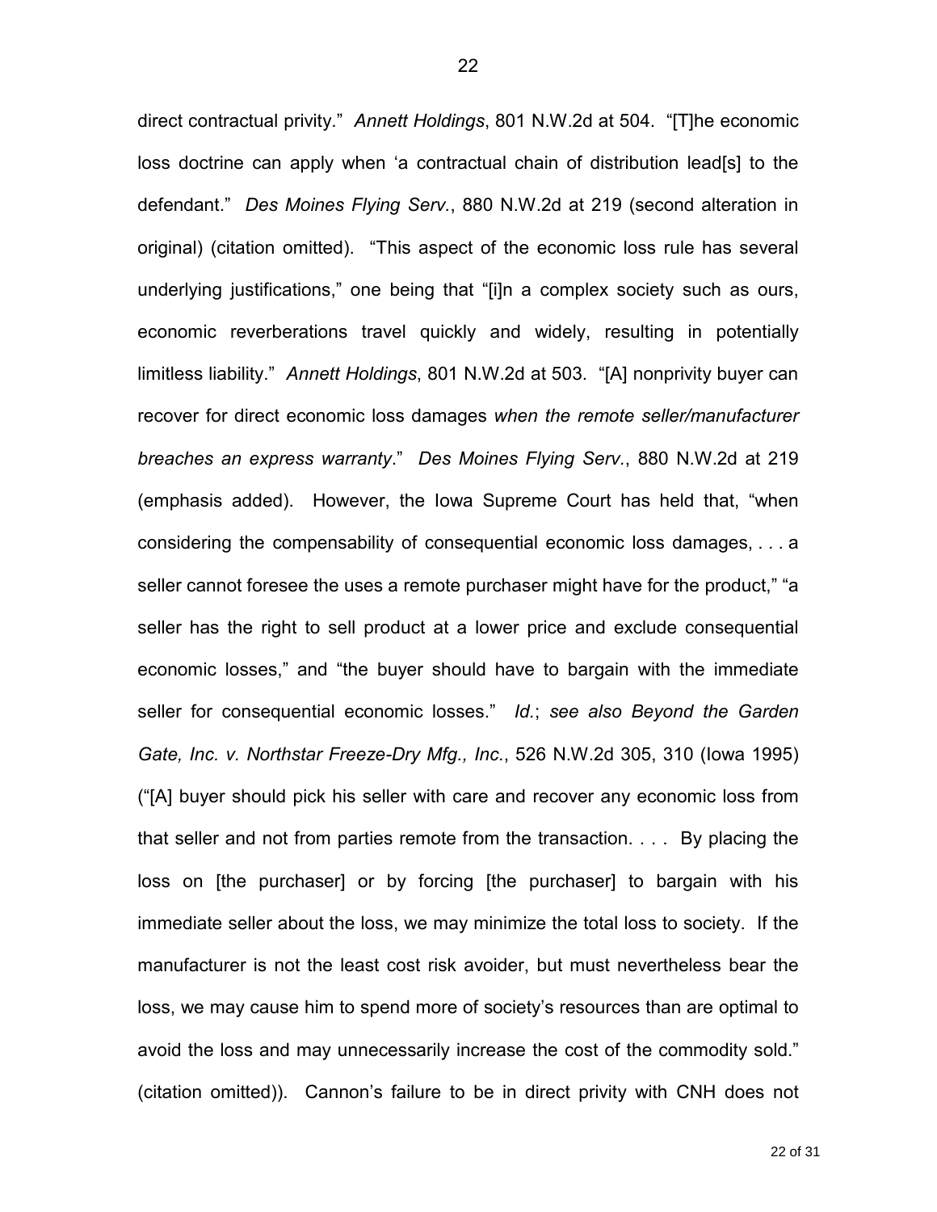direct contractual privity." *Annett Holdings*, 801 N.W.2d at 504. "[T]he economic loss doctrine can apply when 'a contractual chain of distribution lead[s] to the defendant." *Des Moines Flying Serv.*, 880 N.W.2d at 219 (second alteration in original) (citation omitted). "This aspect of the economic loss rule has several underlying justifications," one being that "[i]n a complex society such as ours, economic reverberations travel quickly and widely, resulting in potentially limitless liability." *Annett Holdings*, 801 N.W.2d at 503. "[A] nonprivity buyer can recover for direct economic loss damages *when the remote seller/manufacturer breaches an express warranty*." *Des Moines Flying Serv.*, 880 N.W.2d at 219 (emphasis added). However, the Iowa Supreme Court has held that, "when considering the compensability of consequential economic loss damages, . . . a seller cannot foresee the uses a remote purchaser might have for the product," "a seller has the right to sell product at a lower price and exclude consequential economic losses," and "the buyer should have to bargain with the immediate seller for consequential economic losses." *Id.*; *see also Beyond the Garden Gate, Inc. v. Northstar Freeze-Dry Mfg., Inc.*, 526 N.W.2d 305, 310 (Iowa 1995) ("[A] buyer should pick his seller with care and recover any economic loss from that seller and not from parties remote from the transaction. . . . By placing the loss on [the purchaser] or by forcing [the purchaser] to bargain with his immediate seller about the loss, we may minimize the total loss to society. If the manufacturer is not the least cost risk avoider, but must nevertheless bear the loss, we may cause him to spend more of society's resources than are optimal to avoid the loss and may unnecessarily increase the cost of the commodity sold." (citation omitted)). Cannon's failure to be in direct privity with CNH does not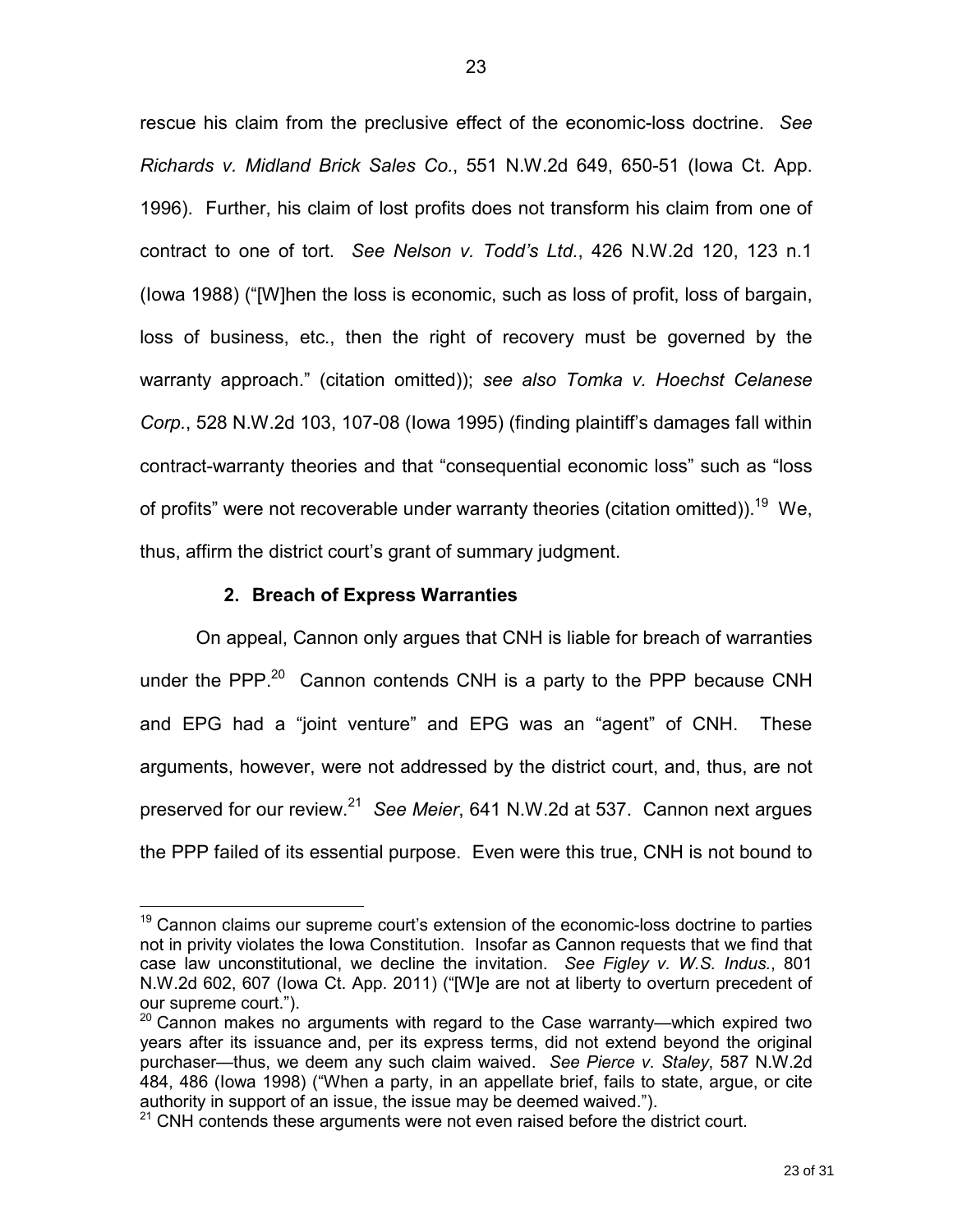rescue his claim from the preclusive effect of the economic-loss doctrine. *See Richards v. Midland Brick Sales Co.*, 551 N.W.2d 649, 650-51 (Iowa Ct. App. 1996). Further, his claim of lost profits does not transform his claim from one of contract to one of tort. *See Nelson v. Todd's Ltd.*, 426 N.W.2d 120, 123 n.1 (Iowa 1988) ("[W]hen the loss is economic, such as loss of profit, loss of bargain, loss of business, etc., then the right of recovery must be governed by the warranty approach." (citation omitted)); *see also Tomka v. Hoechst Celanese Corp.*, 528 N.W.2d 103, 107-08 (Iowa 1995) (finding plaintiff's damages fall within contract-warranty theories and that "consequential economic loss" such as "loss of profits" were not recoverable under warranty theories (citation omitted)).[19] We, thus, affirm the district court's grant of summary judgment.

**2. Breach of Express Warranties**

On appeal, Cannon only argues that CNH is liable for breach of warranties under the PPP.[20] Cannon contends CNH is a party to the PPP because CNH and EPG had a "joint venture" and EPG was an "agent" of CNH. These arguments, however, were not addressed by the district court, and, thus, are not preserved for our review.[21] *See Meier*, 641 N.W.2d at 537. Cannon next argues the PPP failed of its essential purpose. Even were this true, CNH is not bound to

---

[19] Cannon claims our supreme court's extension of the economic-loss doctrine to parties not in privity violates the Iowa Constitution. Insofar as Cannon requests that we find that case law unconstitutional, we decline the invitation. *See Figley v. W.S. Indus.*, 801 N.W.2d 602, 607 (Iowa Ct. App. 2011) ("[W]e are not at liberty to overturn precedent of our supreme court.").

[20] Cannon makes no arguments with regard to the Case warranty—which expired two years after its issuance and, per its express terms, did not extend beyond the original purchaser—thus, we deem any such claim waived. *See Pierce v. Staley*, 587 N.W.2d 484, 486 (Iowa 1998) ("When a party, in an appellate brief, fails to state, argue, or cite authority in support of an issue, the issue may be deemed waived.").

[21] CNH contends these arguments were not even raised before the district court.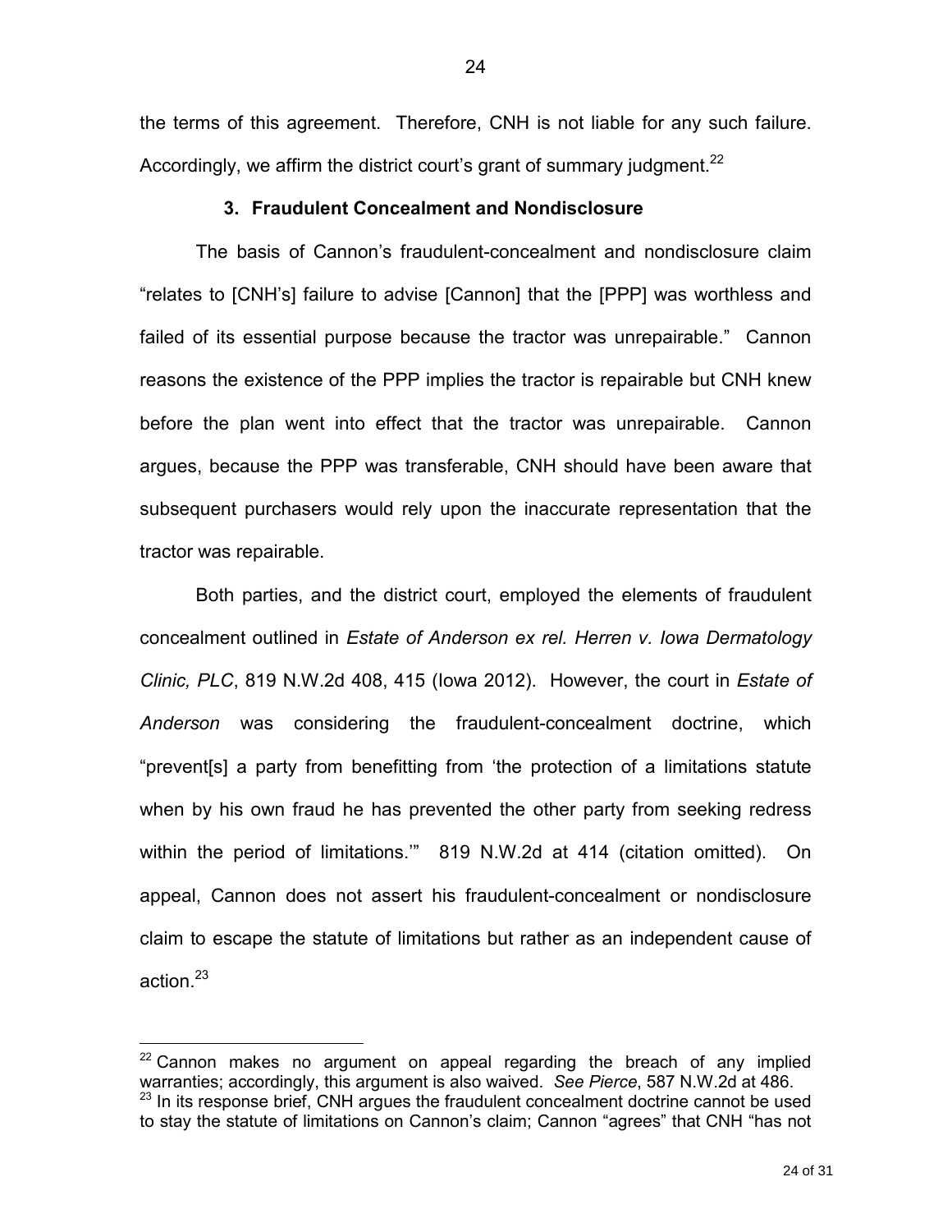the terms of this agreement. Therefore, CNH is not liable for any such failure. Accordingly, we affirm the district court's grant of summary judgment.[22]

### 3. Fraudulent Concealment and Nondisclosure

The basis of Cannon's fraudulent-concealment and nondisclosure claim "relates to [CNH's] failure to advise [Cannon] that the [PPP] was worthless and failed of its essential purpose because the tractor was unrepairable." Cannon reasons the existence of the PPP implies the tractor is repairable but CNH knew before the plan went into effect that the tractor was unrepairable. Cannon argues, because the PPP was transferable, CNH should have been aware that subsequent purchasers would rely upon the inaccurate representation that the tractor was repairable.

Both parties, and the district court, employed the elements of fraudulent concealment outlined in *Estate of Anderson ex rel. Herren v. Iowa Dermatology Clinic, PLC*, 819 N.W.2d 408, 415 (Iowa 2012). However, the court in *Estate of Anderson* was considering the fraudulent-concealment doctrine, which "prevent[s] a party from benefitting from 'the protection of a limitations statute when by his own fraud he has prevented the other party from seeking redress within the period of limitations.'" 819 N.W.2d at 414 (citation omitted). On appeal, Cannon does not assert his fraudulent-concealment or nondisclosure claim to escape the statute of limitations but rather as an independent cause of action.[23]

---

[22] Cannon makes no argument on appeal regarding the breach of any implied warranties; accordingly, this argument is also waived. *See Pierce*, 587 N.W.2d at 486.

[23] In its response brief, CNH argues the fraudulent concealment doctrine cannot be used to stay the statute of limitations on Cannon's claim; Cannon "agrees" that CNH "has not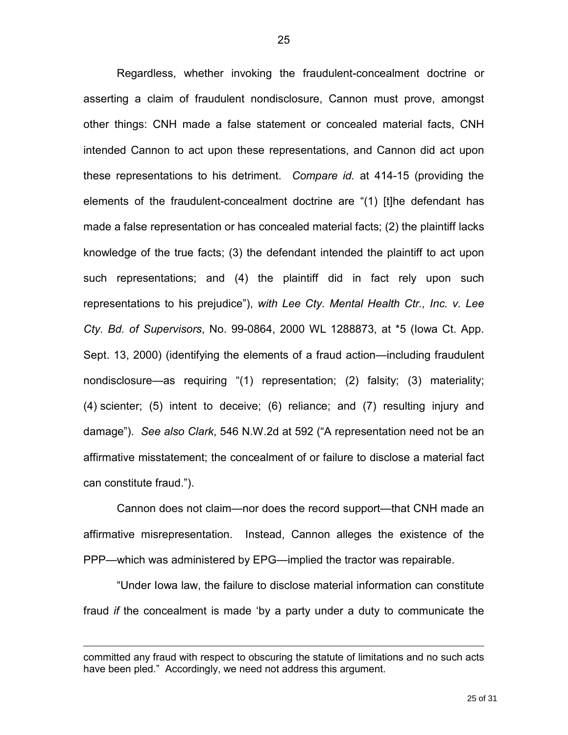Regardless, whether invoking the fraudulent-concealment doctrine or asserting a claim of fraudulent nondisclosure, Cannon must prove, amongst other things: CNH made a false statement or concealed material facts, CNH intended Cannon to act upon these representations, and Cannon did act upon these representations to his detriment. *Compare id.* at 414-15 (providing the elements of the fraudulent-concealment doctrine are "(1) [t]he defendant has made a false representation or has concealed material facts; (2) the plaintiff lacks knowledge of the true facts; (3) the defendant intended the plaintiff to act upon such representations; and (4) the plaintiff did in fact rely upon such representations to his prejudice"), *with Lee Cty. Mental Health Ctr., Inc. v. Lee Cty. Bd. of Supervisors*, No. 99-0864, 2000 WL 1288873, at *5 (Iowa Ct. App. Sept. 13, 2000) (identifying the elements of a fraud action—including fraudulent nondisclosure—as requiring "(1) representation; (2) falsity; (3) materiality; (4) scienter; (5) intent to deceive; (6) reliance; and (7) resulting injury and damage"). *See also Clark*, 546 N.W.2d at 592 ("A representation need not be an affirmative misstatement; the concealment of or failure to disclose a material fact can constitute fraud.").

Cannon does not claim—nor does the record support—that CNH made an affirmative misrepresentation. Instead, Cannon alleges the existence of the PPP—which was administered by EPG—implied the tractor was repairable.

"Under Iowa law, the failure to disclose material information can constitute fraud *if* the concealment is made 'by a party under a duty to communicate the

---

committed any fraud with respect to obscuring the statute of limitations and no such acts have been pled." Accordingly, we need not address this argument.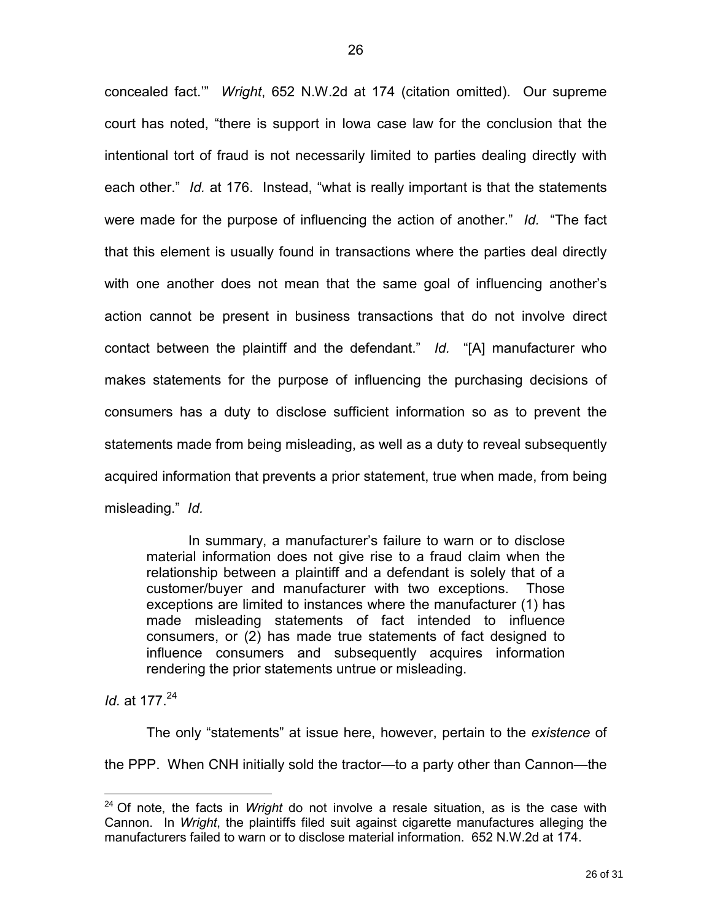concealed fact.'" *Wright*, 652 N.W.2d at 174 (citation omitted). Our supreme court has noted, "there is support in Iowa case law for the conclusion that the intentional tort of fraud is not necessarily limited to parties dealing directly with each other." *Id.* at 176. Instead, "what is really important is that the statements were made for the purpose of influencing the action of another." *Id.* "The fact that this element is usually found in transactions where the parties deal directly with one another does not mean that the same goal of influencing another's action cannot be present in business transactions that do not involve direct contact between the plaintiff and the defendant." *Id.* "[A] manufacturer who makes statements for the purpose of influencing the purchasing decisions of consumers has a duty to disclose sufficient information so as to prevent the statements made from being misleading, as well as a duty to reveal subsequently acquired information that prevents a prior statement, true when made, from being misleading." *Id.*

> In summary, a manufacturer's failure to warn or to disclose material information does not give rise to a fraud claim when the relationship between a plaintiff and a defendant is solely that of a customer/buyer and manufacturer with two exceptions. Those exceptions are limited to instances where the manufacturer (1) has made misleading statements of fact intended to influence consumers, or (2) has made true statements of fact designed to influence consumers and subsequently acquires information rendering the prior statements untrue or misleading.

*Id.* at 177.[24]

The only "statements" at issue here, however, pertain to the *existence* of the PPP. When CNH initially sold the tractor—to a party other than Cannon—the

---

[24] Of note, the facts in *Wright* do not involve a resale situation, as is the case with Cannon. In *Wright*, the plaintiffs filed suit against cigarette manufactures alleging the manufacturers failed to warn or to disclose material information. 652 N.W.2d at 174.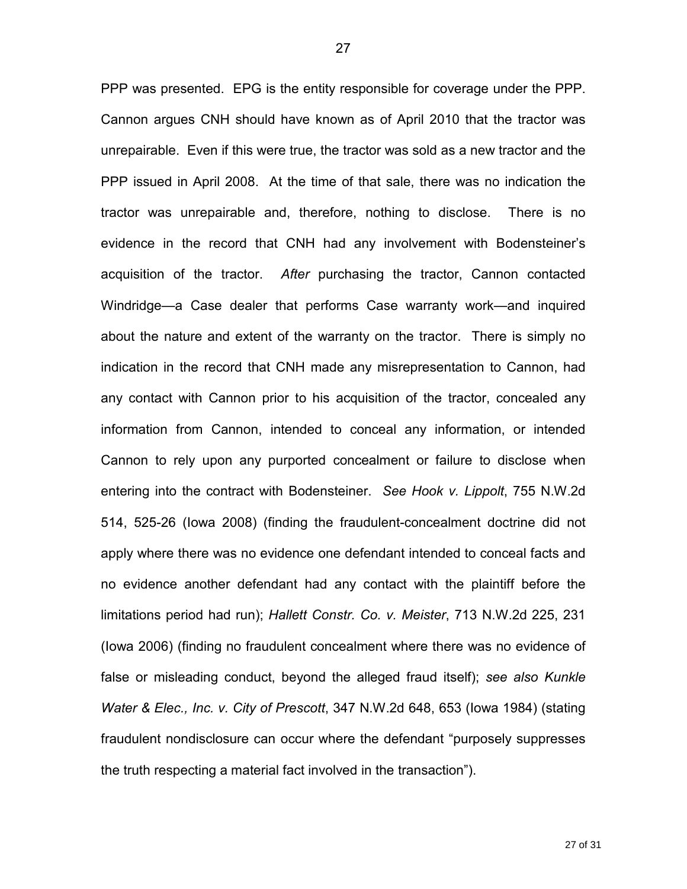PPP was presented. EPG is the entity responsible for coverage under the PPP. Cannon argues CNH should have known as of April 2010 that the tractor was unrepairable. Even if this were true, the tractor was sold as a new tractor and the PPP issued in April 2008. At the time of that sale, there was no indication the tractor was unrepairable and, therefore, nothing to disclose. There is no evidence in the record that CNH had any involvement with Bodensteiner's acquisition of the tractor. *After* purchasing the tractor, Cannon contacted Windridge—a Case dealer that performs Case warranty work—and inquired about the nature and extent of the warranty on the tractor. There is simply no indication in the record that CNH made any misrepresentation to Cannon, had any contact with Cannon prior to his acquisition of the tractor, concealed any information from Cannon, intended to conceal any information, or intended Cannon to rely upon any purported concealment or failure to disclose when entering into the contract with Bodensteiner. *See Hook v. Lippolt*, 755 N.W.2d 514, 525-26 (Iowa 2008) (finding the fraudulent-concealment doctrine did not apply where there was no evidence one defendant intended to conceal facts and no evidence another defendant had any contact with the plaintiff before the limitations period had run); *Hallett Constr. Co. v. Meister*, 713 N.W.2d 225, 231 (Iowa 2006) (finding no fraudulent concealment where there was no evidence of false or misleading conduct, beyond the alleged fraud itself); *see also Kunkle Water & Elec., Inc. v. City of Prescott*, 347 N.W.2d 648, 653 (Iowa 1984) (stating fraudulent nondisclosure can occur where the defendant "purposely suppresses the truth respecting a material fact involved in the transaction").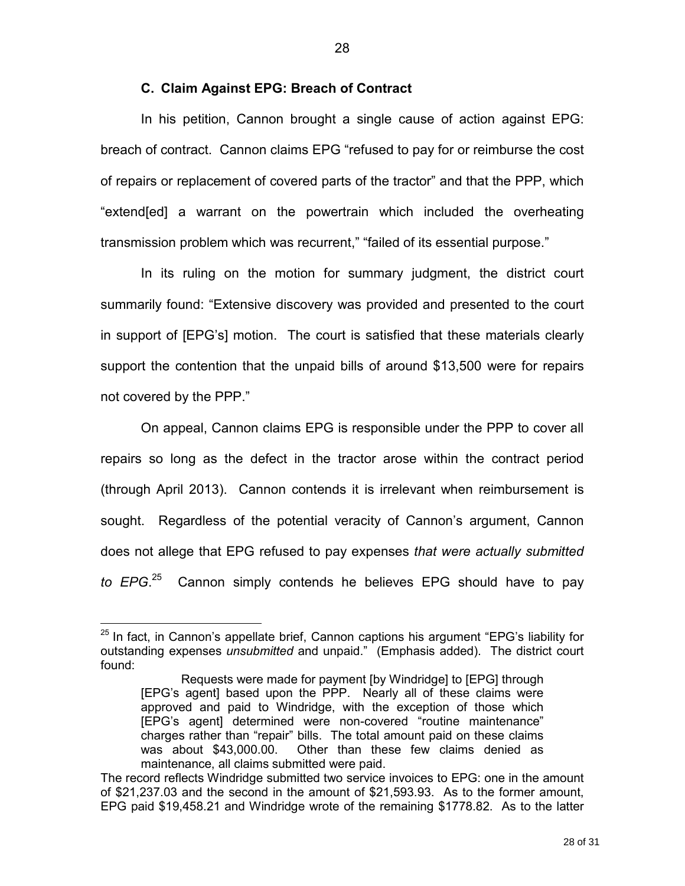### C. Claim Against EPG: Breach of Contract

In his petition, Cannon brought a single cause of action against EPG: breach of contract. Cannon claims EPG "refused to pay for or reimburse the cost of repairs or replacement of covered parts of the tractor" and that the PPP, which "extend[ed] a warrant on the powertrain which included the overheating transmission problem which was recurrent," "failed of its essential purpose."

In its ruling on the motion for summary judgment, the district court summarily found: "Extensive discovery was provided and presented to the court in support of [EPG's] motion. The court is satisfied that these materials clearly support the contention that the unpaid bills of around $13,500 were for repairs not covered by the PPP."

On appeal, Cannon claims EPG is responsible under the PPP to cover all repairs so long as the defect in the tractor arose within the contract period (through April 2013). Cannon contends it is irrelevant when reimbursement is sought. Regardless of the potential veracity of Cannon's argument, Cannon does not allege that EPG refused to pay expenses *that were actually submitted to EPG*.[25] Cannon simply contends he believes EPG should have to pay

---

[25] In fact, in Cannon's appellate brief, Cannon captions his argument "EPG's liability for outstanding expenses *unsubmitted* and unpaid." (Emphasis added). The district court found:

> Requests were made for payment [by Windridge] to [EPG] through [EPG's agent] based upon the PPP. Nearly all of these claims were approved and paid to Windridge, with the exception of those which [EPG's agent] determined were non-covered "routine maintenance" charges rather than "repair" bills. The total amount paid on these claims was about $43,000.00. Other than these few claims denied as maintenance, all claims submitted were paid.

The record reflects Windridge submitted two service invoices to EPG: one in the amount of $21,237.03 and the second in the amount of $21,593.93. As to the former amount, EPG paid $19,458.21 and Windridge wrote of the remaining $1778.82. As to the latter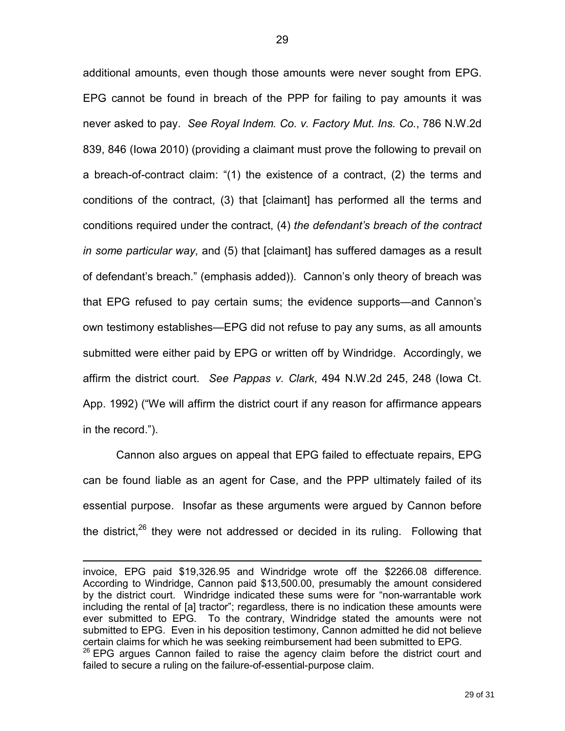additional amounts, even though those amounts were never sought from EPG. EPG cannot be found in breach of the PPP for failing to pay amounts it was never asked to pay. *See Royal Indem. Co. v. Factory Mut. Ins. Co.*, 786 N.W.2d 839, 846 (Iowa 2010) (providing a claimant must prove the following to prevail on a breach-of-contract claim: "(1) the existence of a contract, (2) the terms and conditions of the contract, (3) that [claimant] has performed all the terms and conditions required under the contract, (4) *the defendant's breach of the contract in some particular way*, and (5) that [claimant] has suffered damages as a result of defendant's breach." (emphasis added)). Cannon's only theory of breach was that EPG refused to pay certain sums; the evidence supports—and Cannon's own testimony establishes—EPG did not refuse to pay any sums, as all amounts submitted were either paid by EPG or written off by Windridge. Accordingly, we affirm the district court. *See Pappas v. Clark*, 494 N.W.2d 245, 248 (Iowa Ct. App. 1992) ("We will affirm the district court if any reason for affirmance appears in the record.").

Cannon also argues on appeal that EPG failed to effectuate repairs, EPG can be found liable as an agent for Case, and the PPP ultimately failed of its essential purpose. Insofar as these arguments were argued by Cannon before the district,[26] they were not addressed or decided in its ruling. Following that

---

invoice, EPG paid $19,326.95 and Windridge wrote off the $2266.08 difference. According to Windridge, Cannon paid $13,500.00, presumably the amount considered by the district court. Windridge indicated these sums were for "non-warrantable work including the rental of [a] tractor"; regardless, there is no indication these amounts were ever submitted to EPG. To the contrary, Windridge stated the amounts were not submitted to EPG. Even in his deposition testimony, Cannon admitted he did not believe certain claims for which he was seeking reimbursement had been submitted to EPG.

[26] EPG argues Cannon failed to raise the agency claim before the district court and failed to secure a ruling on the failure-of-essential-purpose claim.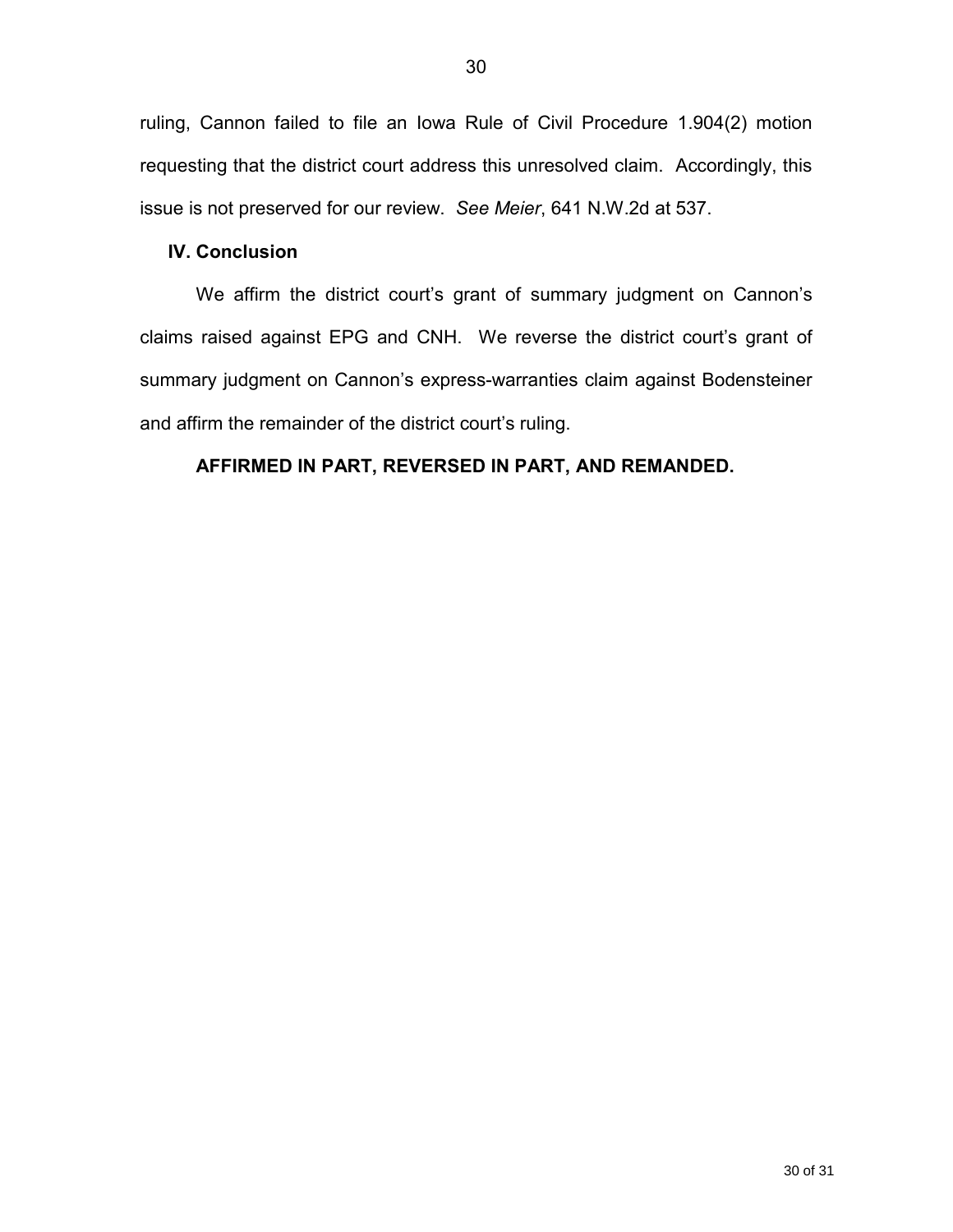ruling, Cannon failed to file an Iowa Rule of Civil Procedure 1.904(2) motion requesting that the district court address this unresolved claim. Accordingly, this issue is not preserved for our review. *See Meier*, 641 N.W.2d at 537.

## IV. Conclusion

We affirm the district court's grant of summary judgment on Cannon's claims raised against EPG and CNH. We reverse the district court's grant of summary judgment on Cannon's express-warranties claim against Bodensteiner and affirm the remainder of the district court's ruling.

**AFFIRMED IN PART, REVERSED IN PART, AND REMANDED.**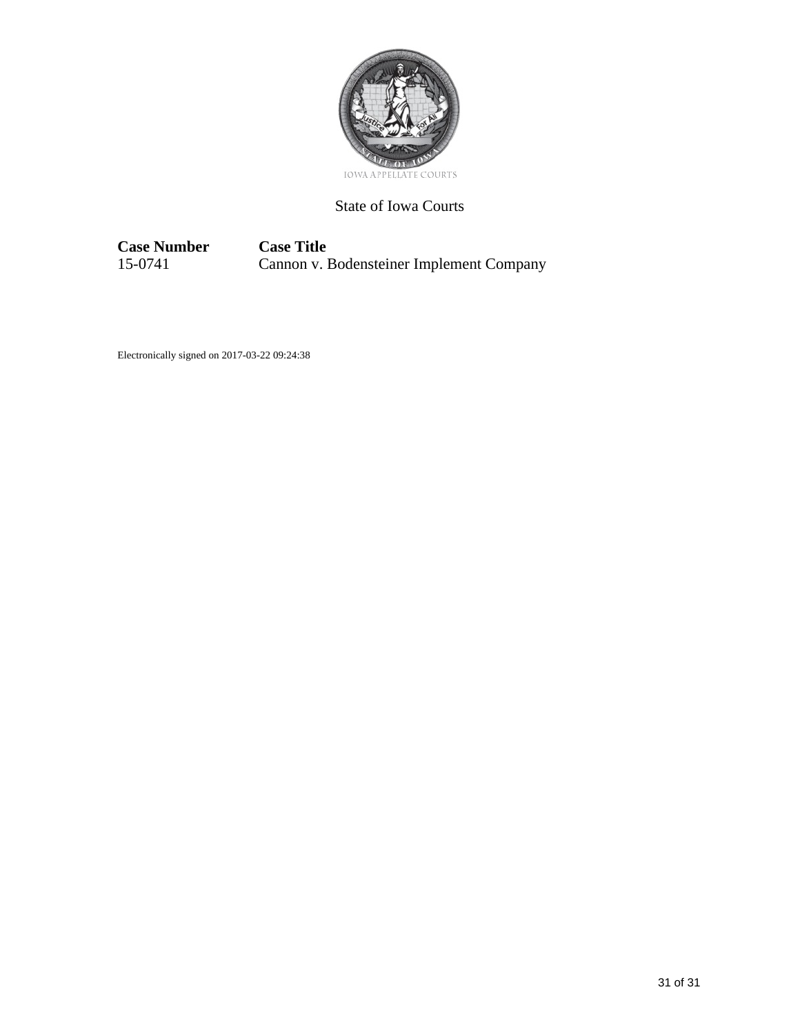IOWA APPELLATE COURTS

State of Iowa Courts

| Case Number | Case Title |
|---|---|
| 15-0741 | Cannon v. Bodensteiner Implement Company |

Electronically signed on 2017-03-22 09:24:38